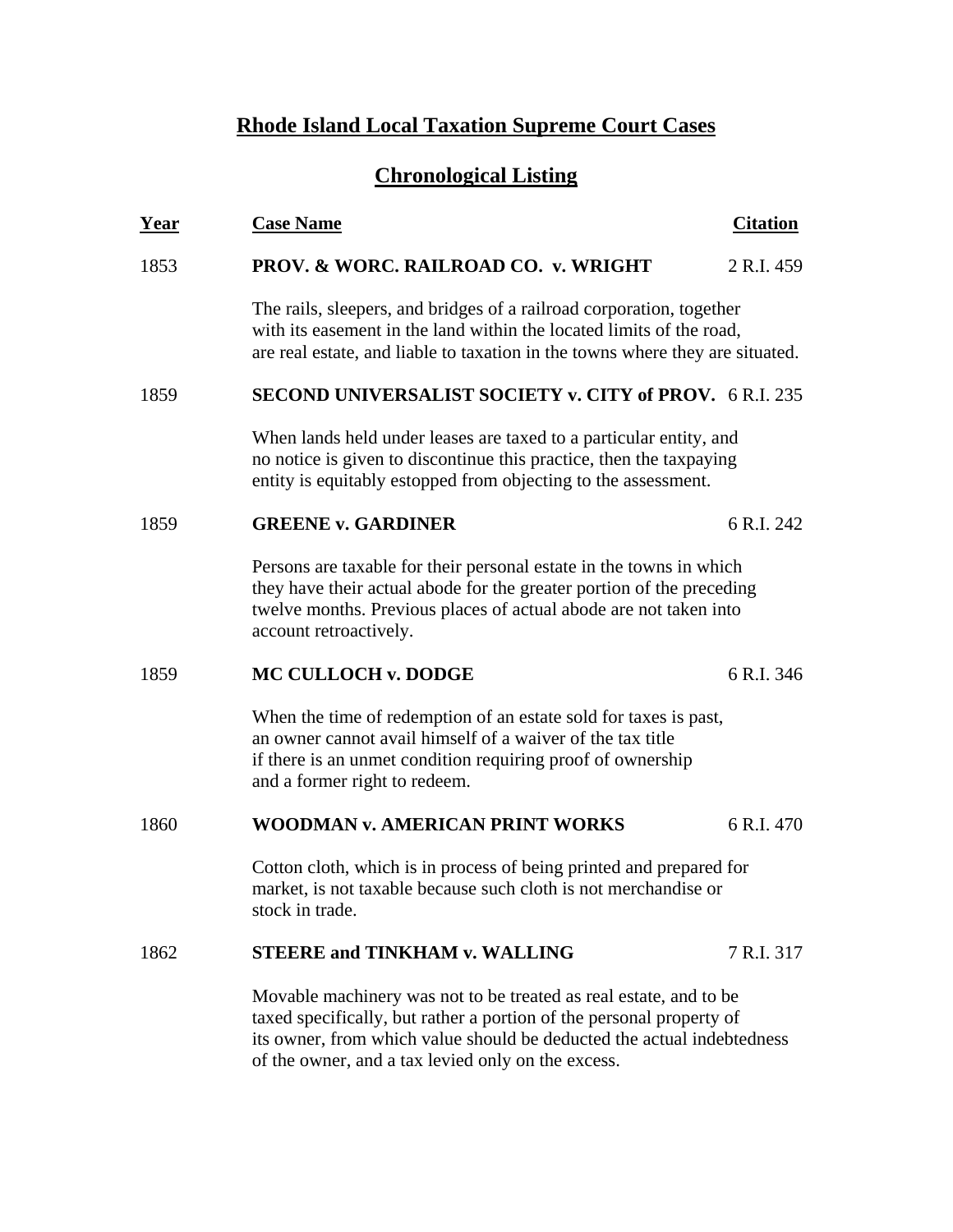# Rhode Island Local Taxation Supreme Court Cases

## Chronological Listing

| Year | Case Name | Citation |
|---|---|---|
| 1853 | **PROV. & WORC. RAILROAD CO. v. WRIGHT** | 2 R.I. 459 |
| | The rails, sleepers, and bridges of a railroad corporation, together with its easement in the land within the located limits of the road, are real estate, and liable to taxation in the towns where they are situated. | |
| 1859 | **SECOND UNIVERSALIST SOCIETY v. CITY of PROV.** | 6 R.I. 235 |
| | When lands held under leases are taxed to a particular entity, and no notice is given to discontinue this practice, then the taxpaying entity is equitably estopped from objecting to the assessment. | |
| 1859 | **GREENE v. GARDINER** | 6 R.I. 242 |
| | Persons are taxable for their personal estate in the towns in which they have their actual abode for the greater portion of the preceding twelve months. Previous places of actual abode are not taken into account retroactively. | |
| 1859 | **MC CULLOCH v. DODGE** | 6 R.I. 346 |
| | When the time of redemption of an estate sold for taxes is past, an owner cannot avail himself of a waiver of the tax title if there is an unmet condition requiring proof of ownership and a former right to redeem. | |
| 1860 | **WOODMAN v. AMERICAN PRINT WORKS** | 6 R.I. 470 |
| | Cotton cloth, which is in process of being printed and prepared for market, is not taxable because such cloth is not merchandise or stock in trade. | |
| 1862 | **STEERE and TINKHAM v. WALLING** | 7 R.I. 317 |
| | Movable machinery was not to be treated as real estate, and to be taxed specifically, but rather a portion of the personal property of its owner, from which value should be deducted the actual indebtedness of the owner, and a tax levied only on the excess. | |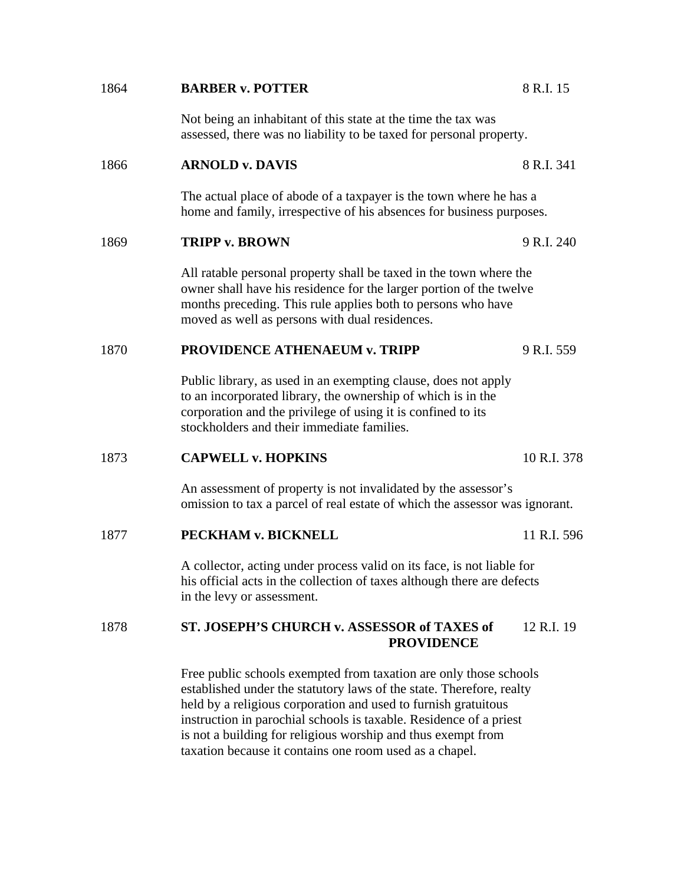1864 **BARBER v. POTTER** 8 R.I. 15

Not being an inhabitant of this state at the time the tax was assessed, there was no liability to be taxed for personal property.

1866 **ARNOLD v. DAVIS** 8 R.I. 341

The actual place of abode of a taxpayer is the town where he has a home and family, irrespective of his absences for business purposes.

1869 **TRIPP v. BROWN** 9 R.I. 240

All ratable personal property shall be taxed in the town where the owner shall have his residence for the larger portion of the twelve months preceding. This rule applies both to persons who have moved as well as persons with dual residences.

1870 **PROVIDENCE ATHENAEUM v. TRIPP** 9 R.I. 559

Public library, as used in an exempting clause, does not apply to an incorporated library, the ownership of which is in the corporation and the privilege of using it is confined to its stockholders and their immediate families.

1873 **CAPWELL v. HOPKINS** 10 R.I. 378

An assessment of property is not invalidated by the assessor's omission to tax a parcel of real estate of which the assessor was ignorant.

1877 **PECKHAM v. BICKNELL** 11 R.I. 596

A collector, acting under process valid on its face, is not liable for his official acts in the collection of taxes although there are defects in the levy or assessment.

1878 **ST. JOSEPH'S CHURCH v. ASSESSOR of TAXES of PROVIDENCE** 12 R.I. 19

Free public schools exempted from taxation are only those schools established under the statutory laws of the state. Therefore, realty held by a religious corporation and used to furnish gratuitous instruction in parochial schools is taxable. Residence of a priest is not a building for religious worship and thus exempt from taxation because it contains one room used as a chapel.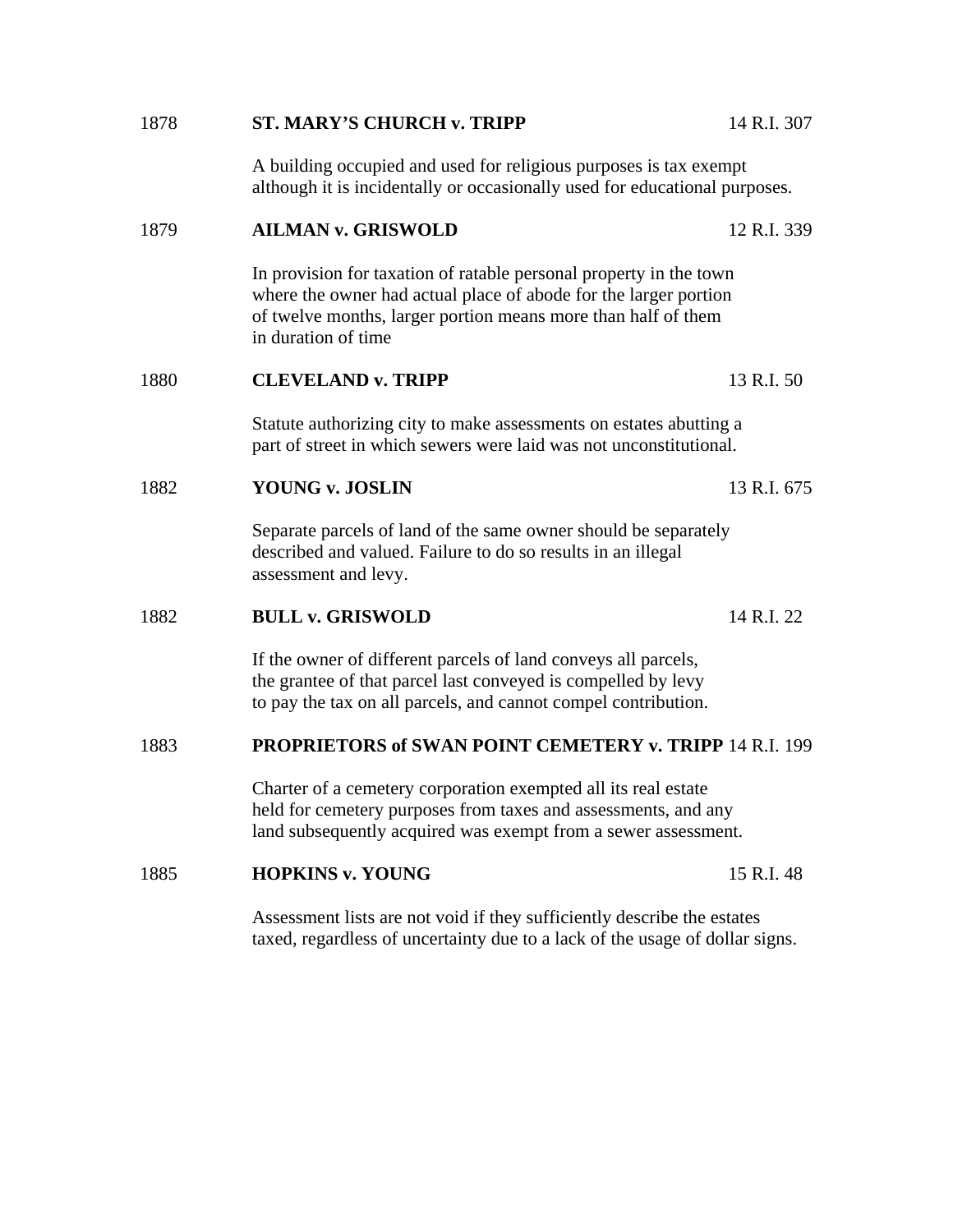1878 **ST. MARY'S CHURCH v. TRIPP** 14 R.I. 307

A building occupied and used for religious purposes is tax exempt although it is incidentally or occasionally used for educational purposes.

1879 **AILMAN v. GRISWOLD** 12 R.I. 339

In provision for taxation of ratable personal property in the town where the owner had actual place of abode for the larger portion of twelve months, larger portion means more than half of them in duration of time

1880 **CLEVELAND v. TRIPP** 13 R.I. 50

Statute authorizing city to make assessments on estates abutting a part of street in which sewers were laid was not unconstitutional.

1882 **YOUNG v. JOSLIN** 13 R.I. 675

Separate parcels of land of the same owner should be separately described and valued. Failure to do so results in an illegal assessment and levy.

1882 **BULL v. GRISWOLD** 14 R.I. 22

If the owner of different parcels of land conveys all parcels, the grantee of that parcel last conveyed is compelled by levy to pay the tax on all parcels, and cannot compel contribution.

1883 **PROPRIETORS of SWAN POINT CEMETERY v. TRIPP** 14 R.I. 199

Charter of a cemetery corporation exempted all its real estate held for cemetery purposes from taxes and assessments, and any land subsequently acquired was exempt from a sewer assessment.

1885 **HOPKINS v. YOUNG** 15 R.I. 48

Assessment lists are not void if they sufficiently describe the estates taxed, regardless of uncertainty due to a lack of the usage of dollar signs.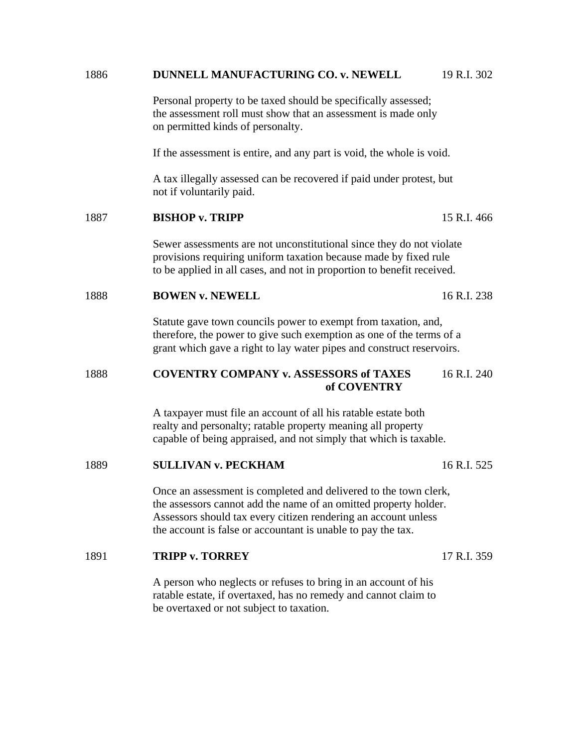1886 **DUNNELL MANUFACTURING CO. v. NEWELL** 19 R.I. 302

Personal property to be taxed should be specifically assessed; the assessment roll must show that an assessment is made only on permitted kinds of personalty.

If the assessment is entire, and any part is void, the whole is void.

A tax illegally assessed can be recovered if paid under protest, but not if voluntarily paid.

1887 **BISHOP v. TRIPP** 15 R.I. 466

Sewer assessments are not unconstitutional since they do not violate provisions requiring uniform taxation because made by fixed rule to be applied in all cases, and not in proportion to benefit received.

1888 **BOWEN v. NEWELL** 16 R.I. 238

Statute gave town councils power to exempt from taxation, and, therefore, the power to give such exemption as one of the terms of a grant which gave a right to lay water pipes and construct reservoirs.

1888 **COVENTRY COMPANY v. ASSESSORS of TAXES of COVENTRY** 16 R.I. 240

A taxpayer must file an account of all his ratable estate both realty and personalty; ratable property meaning all property capable of being appraised, and not simply that which is taxable.

1889 **SULLIVAN v. PECKHAM** 16 R.I. 525

Once an assessment is completed and delivered to the town clerk, the assessors cannot add the name of an omitted property holder. Assessors should tax every citizen rendering an account unless the account is false or accountant is unable to pay the tax.

1891 **TRIPP v. TORREY** 17 R.I. 359

A person who neglects or refuses to bring in an account of his ratable estate, if overtaxed, has no remedy and cannot claim to be overtaxed or not subject to taxation.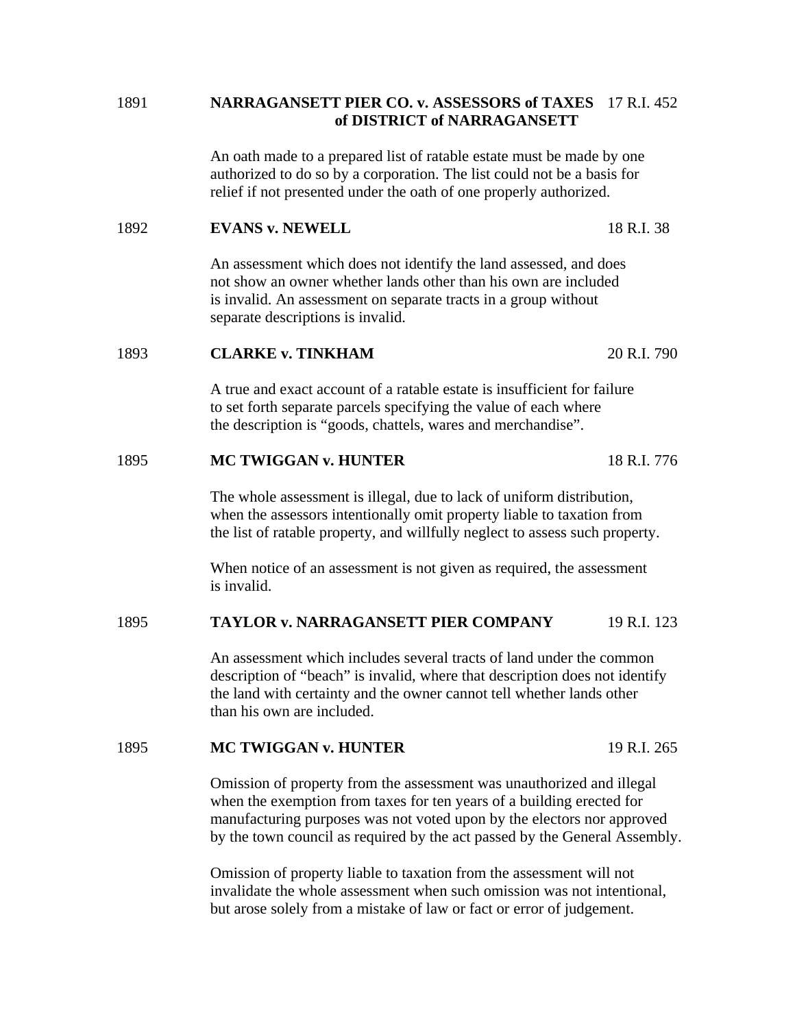1891 **NARRAGANSETT PIER CO. v. ASSESSORS of TAXES of DISTRICT of NARRAGANSETT** 17 R.I. 452

An oath made to a prepared list of ratable estate must be made by one authorized to do so by a corporation. The list could not be a basis for relief if not presented under the oath of one properly authorized.

1892 **EVANS v. NEWELL** 18 R.I. 38

An assessment which does not identify the land assessed, and does not show an owner whether lands other than his own are included is invalid. An assessment on separate tracts in a group without separate descriptions is invalid.

1893 **CLARKE v. TINKHAM** 20 R.I. 790

A true and exact account of a ratable estate is insufficient for failure to set forth separate parcels specifying the value of each where the description is "goods, chattels, wares and merchandise".

1895 **MC TWIGGAN v. HUNTER** 18 R.I. 776

The whole assessment is illegal, due to lack of uniform distribution, when the assessors intentionally omit property liable to taxation from the list of ratable property, and willfully neglect to assess such property.

When notice of an assessment is not given as required, the assessment is invalid.

1895 **TAYLOR v. NARRAGANSETT PIER COMPANY** 19 R.I. 123

An assessment which includes several tracts of land under the common description of "beach" is invalid, where that description does not identify the land with certainty and the owner cannot tell whether lands other than his own are included.

1895 **MC TWIGGAN v. HUNTER** 19 R.I. 265

Omission of property from the assessment was unauthorized and illegal when the exemption from taxes for ten years of a building erected for manufacturing purposes was not voted upon by the electors nor approved by the town council as required by the act passed by the General Assembly.

Omission of property liable to taxation from the assessment will not invalidate the whole assessment when such omission was not intentional, but arose solely from a mistake of law or fact or error of judgement.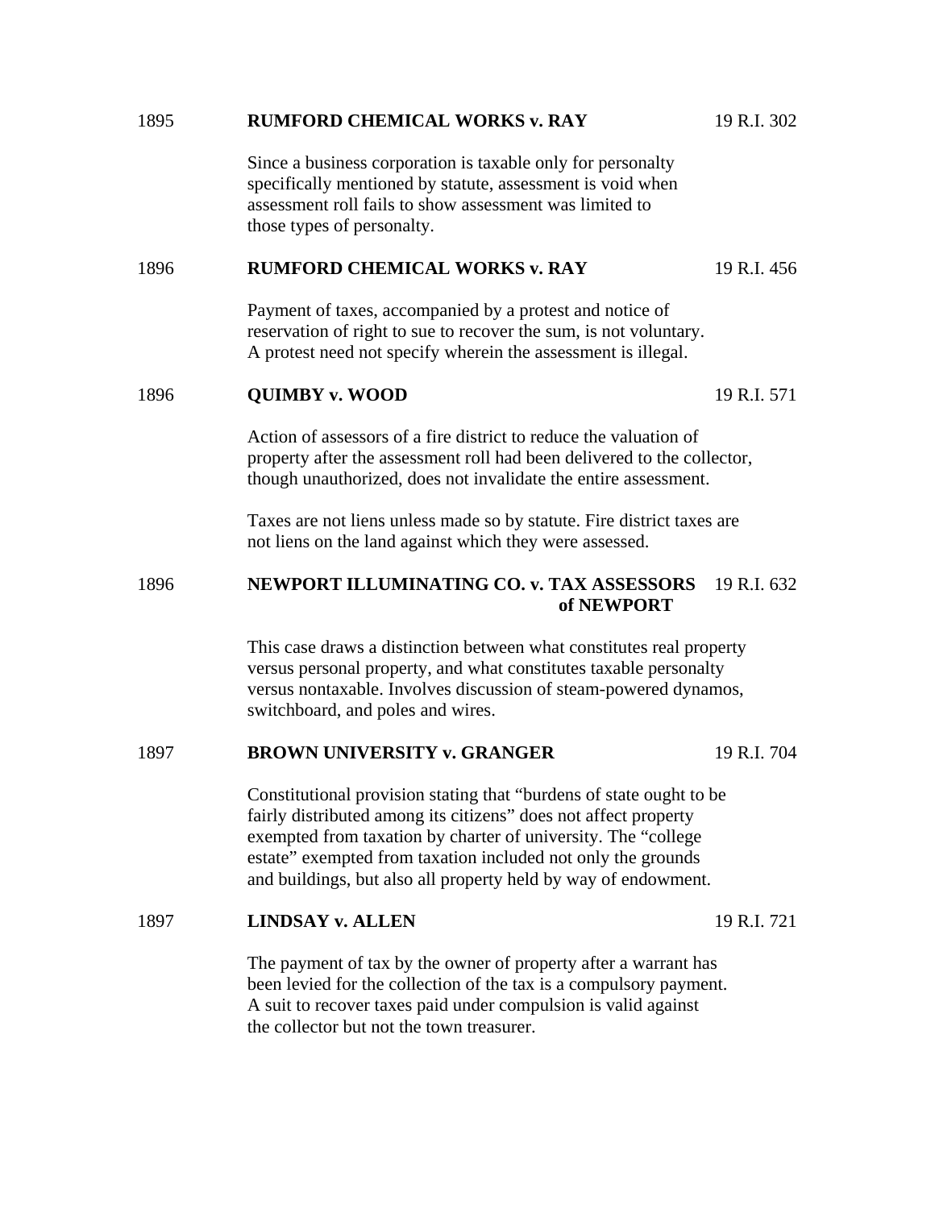1895 **RUMFORD CHEMICAL WORKS v. RAY** 19 R.I. 302

Since a business corporation is taxable only for personalty specifically mentioned by statute, assessment is void when assessment roll fails to show assessment was limited to those types of personalty.

1896 **RUMFORD CHEMICAL WORKS v. RAY** 19 R.I. 456

Payment of taxes, accompanied by a protest and notice of reservation of right to sue to recover the sum, is not voluntary. A protest need not specify wherein the assessment is illegal.

1896 **QUIMBY v. WOOD** 19 R.I. 571

Action of assessors of a fire district to reduce the valuation of property after the assessment roll had been delivered to the collector, though unauthorized, does not invalidate the entire assessment.

Taxes are not liens unless made so by statute. Fire district taxes are not liens on the land against which they were assessed.

1896 **NEWPORT ILLUMINATING CO. v. TAX ASSESSORS of NEWPORT** 19 R.I. 632

This case draws a distinction between what constitutes real property versus personal property, and what constitutes taxable personalty versus nontaxable. Involves discussion of steam-powered dynamos, switchboard, and poles and wires.

1897 **BROWN UNIVERSITY v. GRANGER** 19 R.I. 704

Constitutional provision stating that "burdens of state ought to be fairly distributed among its citizens" does not affect property exempted from taxation by charter of university. The "college estate" exempted from taxation included not only the grounds and buildings, but also all property held by way of endowment.

1897 **LINDSAY v. ALLEN** 19 R.I. 721

The payment of tax by the owner of property after a warrant has been levied for the collection of the tax is a compulsory payment. A suit to recover taxes paid under compulsion is valid against the collector but not the town treasurer.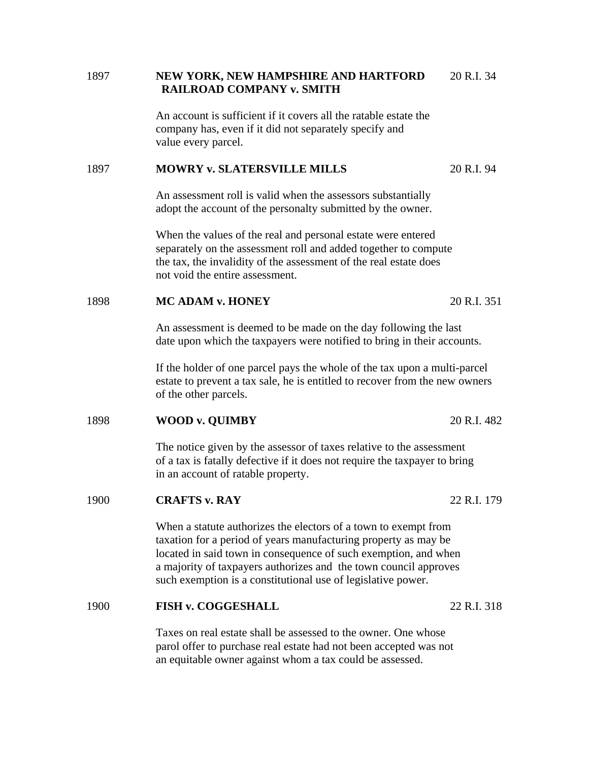1897 **NEW YORK, NEW HAMPSHIRE AND HARTFORD RAILROAD COMPANY v. SMITH** 20 R.I. 34

An account is sufficient if it covers all the ratable estate the company has, even if it did not separately specify and value every parcel.

1897 **MOWRY v. SLATERSVILLE MILLS** 20 R.I. 94

An assessment roll is valid when the assessors substantially adopt the account of the personalty submitted by the owner.

When the values of the real and personal estate were entered separately on the assessment roll and added together to compute the tax, the invalidity of the assessment of the real estate does not void the entire assessment.

1898 **MC ADAM v. HONEY** 20 R.I. 351

An assessment is deemed to be made on the day following the last date upon which the taxpayers were notified to bring in their accounts.

If the holder of one parcel pays the whole of the tax upon a multi-parcel estate to prevent a tax sale, he is entitled to recover from the new owners of the other parcels.

1898 **WOOD v. QUIMBY** 20 R.I. 482

The notice given by the assessor of taxes relative to the assessment of a tax is fatally defective if it does not require the taxpayer to bring in an account of ratable property.

1900 **CRAFTS v. RAY** 22 R.I. 179

When a statute authorizes the electors of a town to exempt from taxation for a period of years manufacturing property as may be located in said town in consequence of such exemption, and when a majority of taxpayers authorizes and the town council approves such exemption is a constitutional use of legislative power.

1900 **FISH v. COGGESHALL** 22 R.I. 318

Taxes on real estate shall be assessed to the owner. One whose parol offer to purchase real estate had not been accepted was not an equitable owner against whom a tax could be assessed.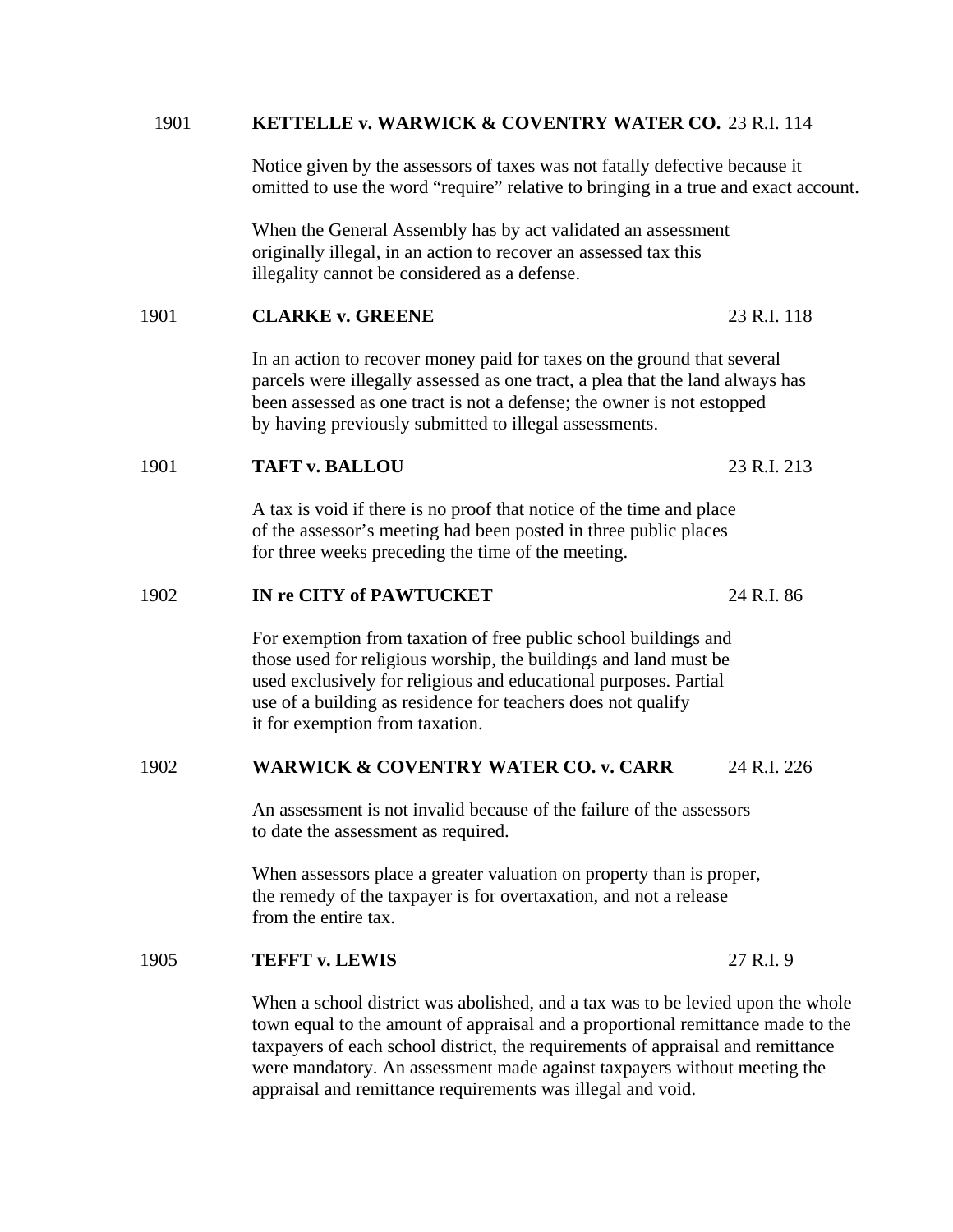1901 **KETTELLE v. WARWICK & COVENTRY WATER CO.** 23 R.I. 114

Notice given by the assessors of taxes was not fatally defective because it omitted to use the word “require” relative to bringing in a true and exact account.

When the General Assembly has by act validated an assessment originally illegal, in an action to recover an assessed tax this illegality cannot be considered as a defense.

1901 **CLARKE v. GREENE** 23 R.I. 118

In an action to recover money paid for taxes on the ground that several parcels were illegally assessed as one tract, a plea that the land always has been assessed as one tract is not a defense; the owner is not estopped by having previously submitted to illegal assessments.

1901 **TAFT v. BALLOU** 23 R.I. 213

A tax is void if there is no proof that notice of the time and place of the assessor’s meeting had been posted in three public places for three weeks preceding the time of the meeting.

1902 **IN re CITY of PAWTUCKET** 24 R.I. 86

For exemption from taxation of free public school buildings and those used for religious worship, the buildings and land must be used exclusively for religious and educational purposes. Partial use of a building as residence for teachers does not qualify it for exemption from taxation.

1902 **WARWICK & COVENTRY WATER CO. v. CARR** 24 R.I. 226

An assessment is not invalid because of the failure of the assessors to date the assessment as required.

When assessors place a greater valuation on property than is proper, the remedy of the taxpayer is for overtaxation, and not a release from the entire tax.

1905 **TEFFT v. LEWIS** 27 R.I. 9

When a school district was abolished, and a tax was to be levied upon the whole town equal to the amount of appraisal and a proportional remittance made to the taxpayers of each school district, the requirements of appraisal and remittance were mandatory. An assessment made against taxpayers without meeting the appraisal and remittance requirements was illegal and void.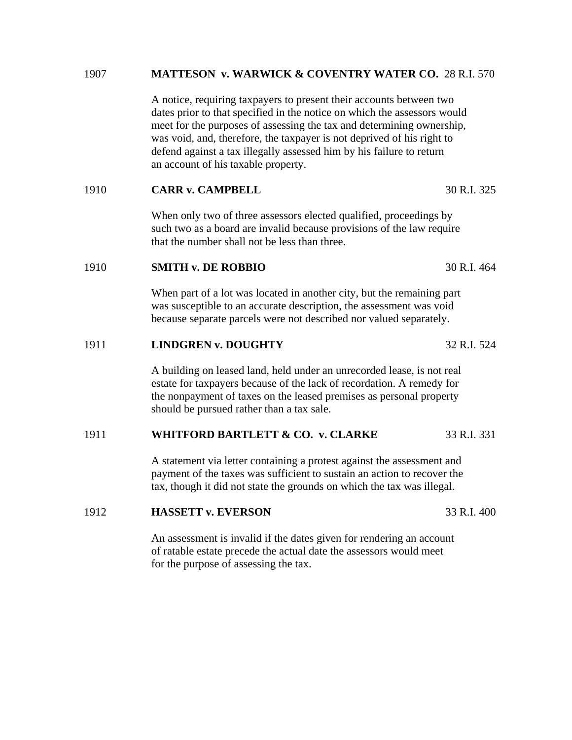1907 **MATTESON v. WARWICK & COVENTRY WATER CO.** 28 R.I. 570

A notice, requiring taxpayers to present their accounts between two dates prior to that specified in the notice on which the assessors would meet for the purposes of assessing the tax and determining ownership, was void, and, therefore, the taxpayer is not deprived of his right to defend against a tax illegally assessed him by his failure to return an account of his taxable property.

1910 **CARR v. CAMPBELL** 30 R.I. 325

When only two of three assessors elected qualified, proceedings by such two as a board are invalid because provisions of the law require that the number shall not be less than three.

1910 **SMITH v. DE ROBBIO** 30 R.I. 464

When part of a lot was located in another city, but the remaining part was susceptible to an accurate description, the assessment was void because separate parcels were not described nor valued separately.

1911 **LINDGREN v. DOUGHTY** 32 R.I. 524

A building on leased land, held under an unrecorded lease, is not real estate for taxpayers because of the lack of recordation. A remedy for the nonpayment of taxes on the leased premises as personal property should be pursued rather than a tax sale.

1911 **WHITFORD BARTLETT & CO. v. CLARKE** 33 R.I. 331

A statement via letter containing a protest against the assessment and payment of the taxes was sufficient to sustain an action to recover the tax, though it did not state the grounds on which the tax was illegal.

1912 **HASSETT v. EVERSON** 33 R.I. 400

An assessment is invalid if the dates given for rendering an account of ratable estate precede the actual date the assessors would meet for the purpose of assessing the tax.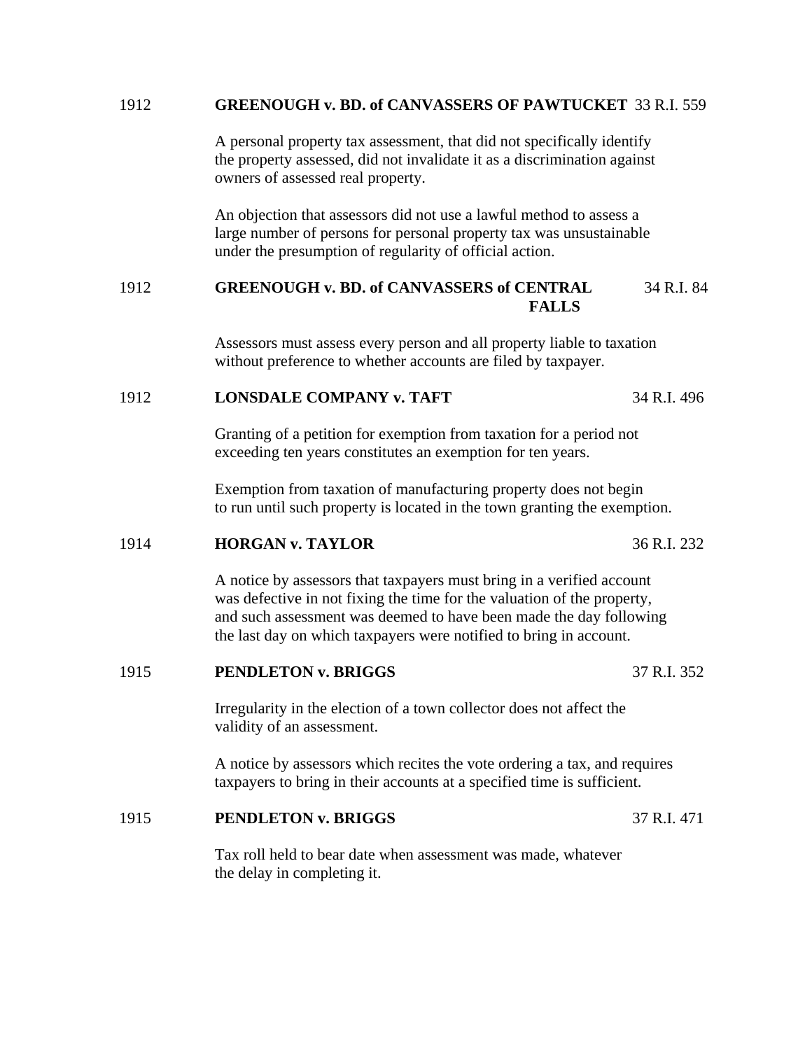1912 **GREENOUGH v. BD. of CANVASSERS OF PAWTUCKET** 33 R.I. 559

A personal property tax assessment, that did not specifically identify the property assessed, did not invalidate it as a discrimination against owners of assessed real property.

An objection that assessors did not use a lawful method to assess a large number of persons for personal property tax was unsustainable under the presumption of regularity of official action.

1912 **GREENOUGH v. BD. of CANVASSERS of CENTRAL FALLS** 34 R.I. 84

Assessors must assess every person and all property liable to taxation without preference to whether accounts are filed by taxpayer.

1912 **LONSDALE COMPANY v. TAFT** 34 R.I. 496

Granting of a petition for exemption from taxation for a period not exceeding ten years constitutes an exemption for ten years.

Exemption from taxation of manufacturing property does not begin to run until such property is located in the town granting the exemption.

1914 **HORGAN v. TAYLOR** 36 R.I. 232

A notice by assessors that taxpayers must bring in a verified account was defective in not fixing the time for the valuation of the property, and such assessment was deemed to have been made the day following the last day on which taxpayers were notified to bring in account.

1915 **PENDLETON v. BRIGGS** 37 R.I. 352

Irregularity in the election of a town collector does not affect the validity of an assessment.

A notice by assessors which recites the vote ordering a tax, and requires taxpayers to bring in their accounts at a specified time is sufficient.

1915 **PENDLETON v. BRIGGS** 37 R.I. 471

Tax roll held to bear date when assessment was made, whatever the delay in completing it.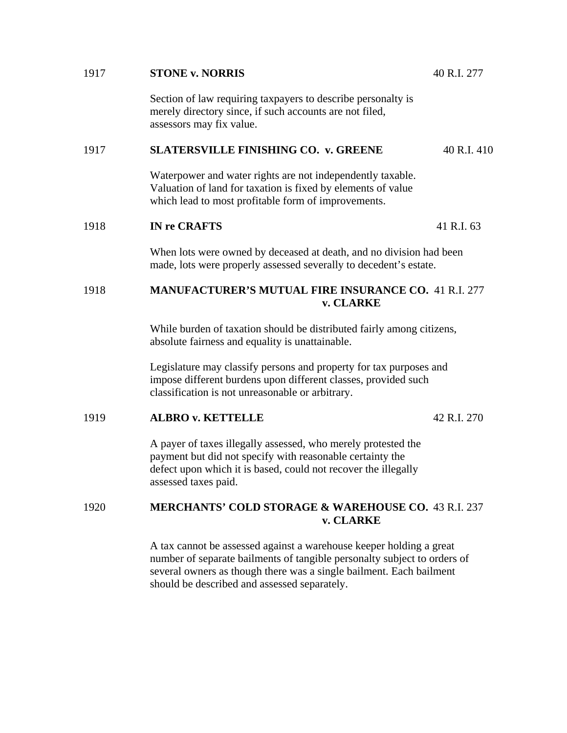1917 **STONE v. NORRIS** 40 R.I. 277

Section of law requiring taxpayers to describe personalty is merely directory since, if such accounts are not filed, assessors may fix value.

1917 **SLATERSVILLE FINISHING CO. v. GREENE** 40 R.I. 410

Waterpower and water rights are not independently taxable. Valuation of land for taxation is fixed by elements of value which lead to most profitable form of improvements.

1918 **IN re CRAFTS** 41 R.I. 63

When lots were owned by deceased at death, and no division had been made, lots were properly assessed severally to decedent's estate.

1918 **MANUFACTURER'S MUTUAL FIRE INSURANCE CO. v. CLARKE** 41 R.I. 277

While burden of taxation should be distributed fairly among citizens, absolute fairness and equality is unattainable.

Legislature may classify persons and property for tax purposes and impose different burdens upon different classes, provided such classification is not unreasonable or arbitrary.

1919 **ALBRO v. KETTELLE** 42 R.I. 270

A payer of taxes illegally assessed, who merely protested the payment but did not specify with reasonable certainty the defect upon which it is based, could not recover the illegally assessed taxes paid.

1920 **MERCHANTS' COLD STORAGE & WAREHOUSE CO. v. CLARKE** 43 R.I. 237

A tax cannot be assessed against a warehouse keeper holding a great number of separate bailments of tangible personalty subject to orders of several owners as though there was a single bailment. Each bailment should be described and assessed separately.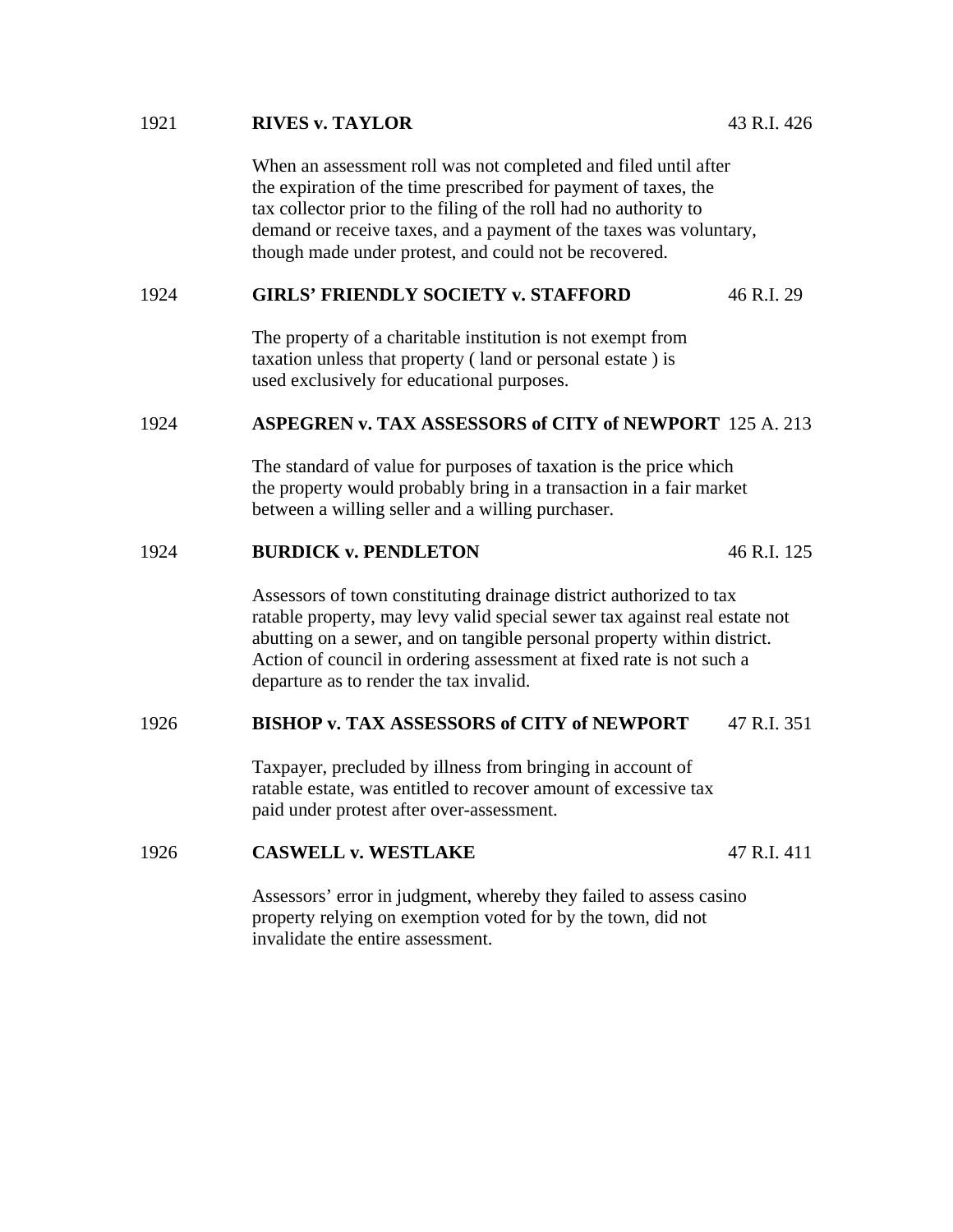1921 **RIVES v. TAYLOR** 43 R.I. 426

When an assessment roll was not completed and filed until after the expiration of the time prescribed for payment of taxes, the tax collector prior to the filing of the roll had no authority to demand or receive taxes, and a payment of the taxes was voluntary, though made under protest, and could not be recovered.

1924 **GIRLS' FRIENDLY SOCIETY v. STAFFORD** 46 R.I. 29

The property of a charitable institution is not exempt from taxation unless that property ( land or personal estate ) is used exclusively for educational purposes.

1924 **ASPEGREN v. TAX ASSESSORS of CITY of NEWPORT** 125 A. 213

The standard of value for purposes of taxation is the price which the property would probably bring in a transaction in a fair market between a willing seller and a willing purchaser.

1924 **BURDICK v. PENDLETON** 46 R.I. 125

Assessors of town constituting drainage district authorized to tax ratable property, may levy valid special sewer tax against real estate not abutting on a sewer, and on tangible personal property within district. Action of council in ordering assessment at fixed rate is not such a departure as to render the tax invalid.

1926 **BISHOP v. TAX ASSESSORS of CITY of NEWPORT** 47 R.I. 351

Taxpayer, precluded by illness from bringing in account of ratable estate, was entitled to recover amount of excessive tax paid under protest after over-assessment.

1926 **CASWELL v. WESTLAKE** 47 R.I. 411

Assessors' error in judgment, whereby they failed to assess casino property relying on exemption voted for by the town, did not invalidate the entire assessment.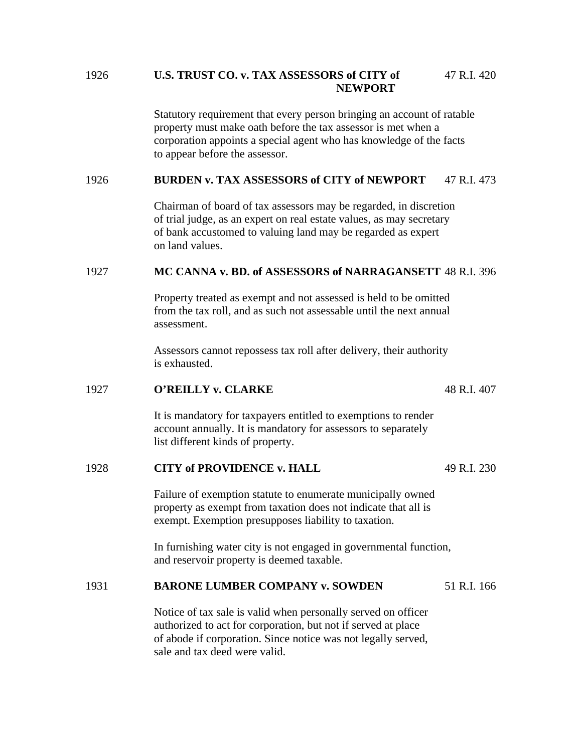1926 **U.S. TRUST CO. v. TAX ASSESSORS of CITY of NEWPORT** 47 R.I. 420

Statutory requirement that every person bringing an account of ratable property must make oath before the tax assessor is met when a corporation appoints a special agent who has knowledge of the facts to appear before the assessor.

1926 **BURDEN v. TAX ASSESSORS of CITY of NEWPORT** 47 R.I. 473

Chairman of board of tax assessors may be regarded, in discretion of trial judge, as an expert on real estate values, as may secretary of bank accustomed to valuing land may be regarded as expert on land values.

1927 **MC CANNA v. BD. of ASSESSORS of NARRAGANSETT** 48 R.I. 396

Property treated as exempt and not assessed is held to be omitted from the tax roll, and as such not assessable until the next annual assessment.

Assessors cannot repossess tax roll after delivery, their authority is exhausted.

1927 **O'REILLY v. CLARKE** 48 R.I. 407

It is mandatory for taxpayers entitled to exemptions to render account annually. It is mandatory for assessors to separately list different kinds of property.

1928 **CITY of PROVIDENCE v. HALL** 49 R.I. 230

Failure of exemption statute to enumerate municipally owned property as exempt from taxation does not indicate that all is exempt. Exemption presupposes liability to taxation.

In furnishing water city is not engaged in governmental function, and reservoir property is deemed taxable.

1931 **BARONE LUMBER COMPANY v. SOWDEN** 51 R.I. 166

Notice of tax sale is valid when personally served on officer authorized to act for corporation, but not if served at place of abode if corporation. Since notice was not legally served, sale and tax deed were valid.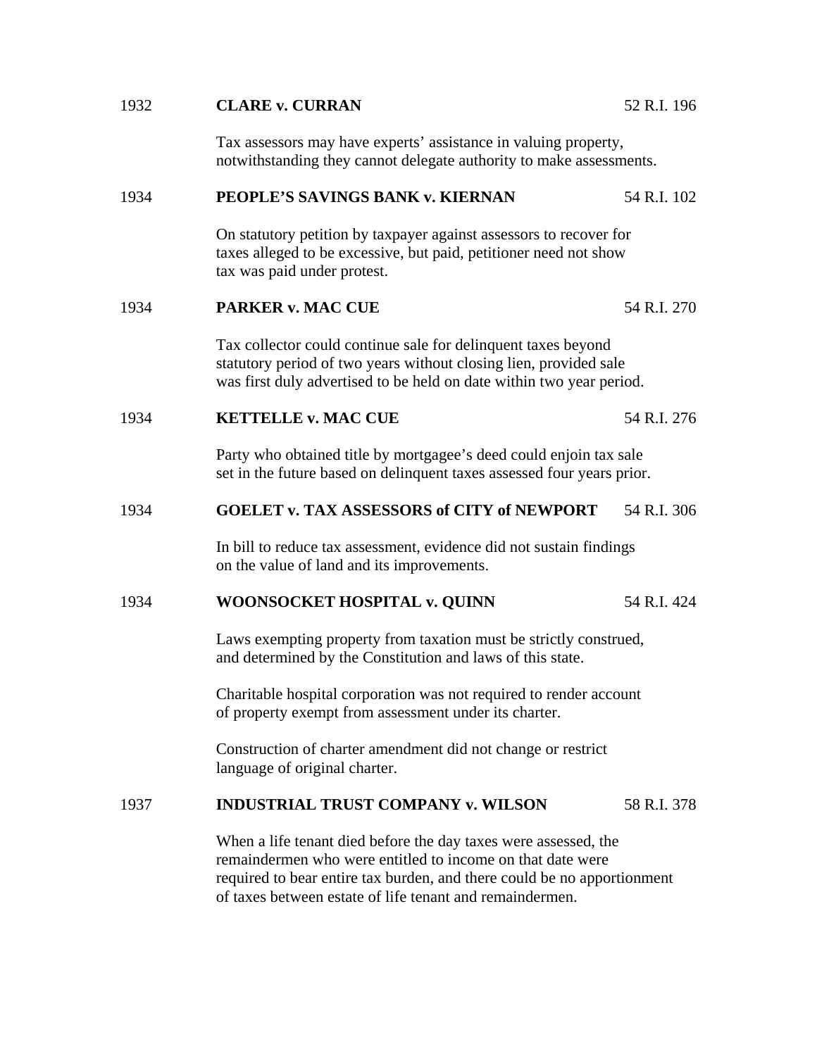1932 **CLARE v. CURRAN** 52 R.I. 196

Tax assessors may have experts' assistance in valuing property, notwithstanding they cannot delegate authority to make assessments.

1934 **PEOPLE'S SAVINGS BANK v. KIERNAN** 54 R.I. 102

On statutory petition by taxpayer against assessors to recover for taxes alleged to be excessive, but paid, petitioner need not show tax was paid under protest.

1934 **PARKER v. MAC CUE** 54 R.I. 270

Tax collector could continue sale for delinquent taxes beyond statutory period of two years without closing lien, provided sale was first duly advertised to be held on date within two year period.

1934 **KETTELLE v. MAC CUE** 54 R.I. 276

Party who obtained title by mortgagee's deed could enjoin tax sale set in the future based on delinquent taxes assessed four years prior.

1934 **GOELET v. TAX ASSESSORS of CITY of NEWPORT** 54 R.I. 306

In bill to reduce tax assessment, evidence did not sustain findings on the value of land and its improvements.

1934 **WOONSOCKET HOSPITAL v. QUINN** 54 R.I. 424

Laws exempting property from taxation must be strictly construed, and determined by the Constitution and laws of this state.

Charitable hospital corporation was not required to render account of property exempt from assessment under its charter.

Construction of charter amendment did not change or restrict language of original charter.

1937 **INDUSTRIAL TRUST COMPANY v. WILSON** 58 R.I. 378

When a life tenant died before the day taxes were assessed, the remaindermen who were entitled to income on that date were required to bear entire tax burden, and there could be no apportionment of taxes between estate of life tenant and remaindermen.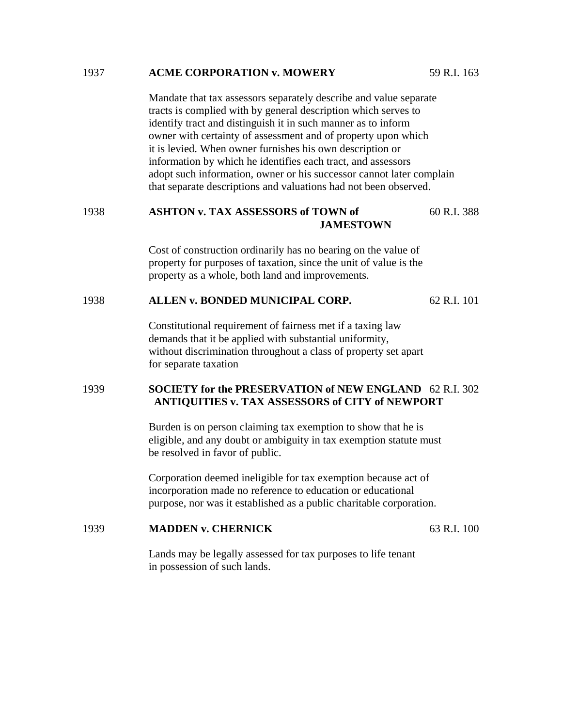1937 **ACME CORPORATION v. MOWERY** 59 R.I. 163

Mandate that tax assessors separately describe and value separate tracts is complied with by general description which serves to identify tract and distinguish it in such manner as to inform owner with certainty of assessment and of property upon which it is levied. When owner furnishes his own description or information by which he identifies each tract, and assessors adopt such information, owner or his successor cannot later complain that separate descriptions and valuations had not been observed.

1938 **ASHTON v. TAX ASSESSORS of TOWN of JAMESTOWN** 60 R.I. 388

Cost of construction ordinarily has no bearing on the value of property for purposes of taxation, since the unit of value is the property as a whole, both land and improvements.

1938 **ALLEN v. BONDED MUNICIPAL CORP.** 62 R.I. 101

Constitutional requirement of fairness met if a taxing law demands that it be applied with substantial uniformity, without discrimination throughout a class of property set apart for separate taxation

1939 **SOCIETY for the PRESERVATION of NEW ENGLAND ANTIQUITIES v. TAX ASSESSORS of CITY of NEWPORT** 62 R.I. 302

Burden is on person claiming tax exemption to show that he is eligible, and any doubt or ambiguity in tax exemption statute must be resolved in favor of public.

Corporation deemed ineligible for tax exemption because act of incorporation made no reference to education or educational purpose, nor was it established as a public charitable corporation.

1939 **MADDEN v. CHERNICK** 63 R.I. 100

Lands may be legally assessed for tax purposes to life tenant in possession of such lands.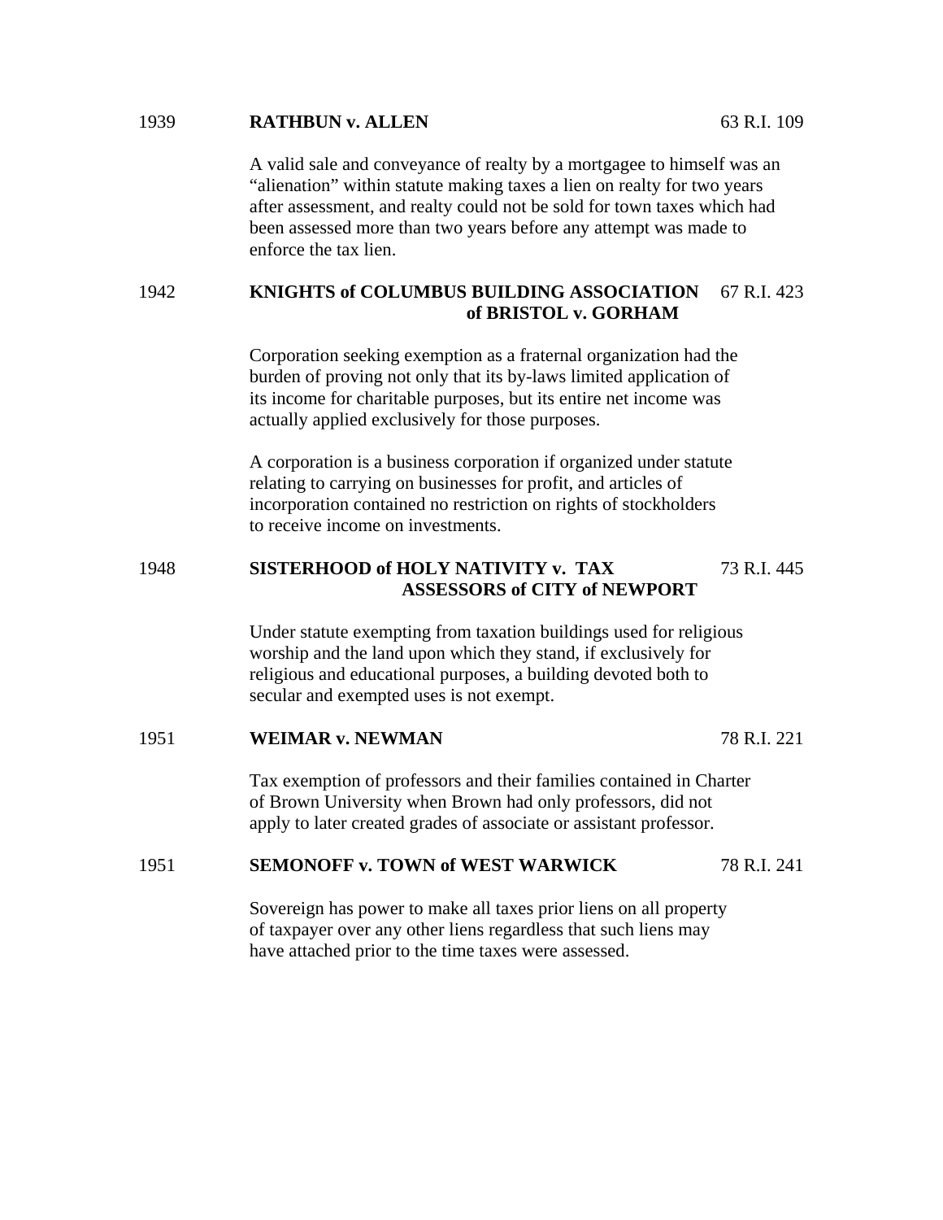1939 **RATHBUN v. ALLEN** 63 R.I. 109

A valid sale and conveyance of realty by a mortgagee to himself was an "alienation" within statute making taxes a lien on realty for two years after assessment, and realty could not be sold for town taxes which had been assessed more than two years before any attempt was made to enforce the tax lien.

1942 **KNIGHTS of COLUMBUS BUILDING ASSOCIATION of BRISTOL v. GORHAM** 67 R.I. 423

Corporation seeking exemption as a fraternal organization had the burden of proving not only that its by-laws limited application of its income for charitable purposes, but its entire net income was actually applied exclusively for those purposes.

A corporation is a business corporation if organized under statute relating to carrying on businesses for profit, and articles of incorporation contained no restriction on rights of stockholders to receive income on investments.

1948 **SISTERHOOD of HOLY NATIVITY v. TAX ASSESSORS of CITY of NEWPORT** 73 R.I. 445

Under statute exempting from taxation buildings used for religious worship and the land upon which they stand, if exclusively for religious and educational purposes, a building devoted both to secular and exempted uses is not exempt.

1951 **WEIMAR v. NEWMAN** 78 R.I. 221

Tax exemption of professors and their families contained in Charter of Brown University when Brown had only professors, did not apply to later created grades of associate or assistant professor.

1951 **SEMONOFF v. TOWN of WEST WARWICK** 78 R.I. 241

Sovereign has power to make all taxes prior liens on all property of taxpayer over any other liens regardless that such liens may have attached prior to the time taxes were assessed.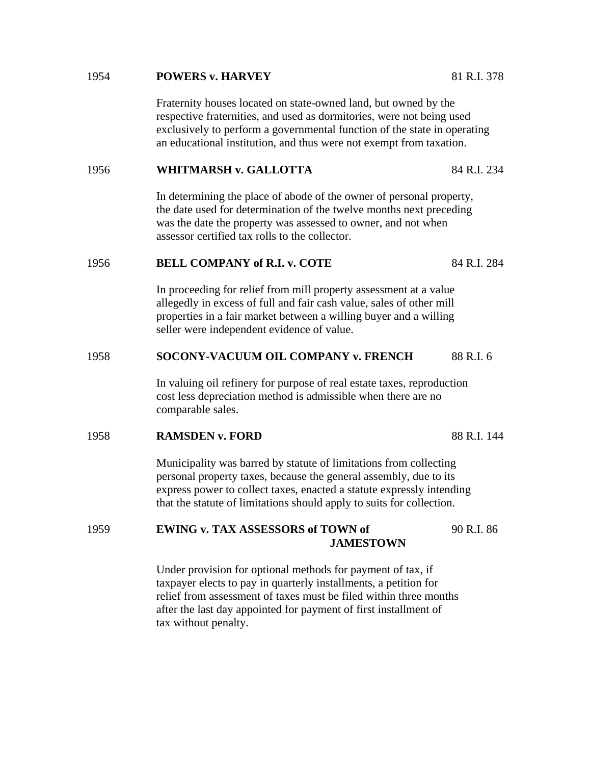1954 **POWERS v. HARVEY** 81 R.I. 378

Fraternity houses located on state-owned land, but owned by the respective fraternities, and used as dormitories, were not being used exclusively to perform a governmental function of the state in operating an educational institution, and thus were not exempt from taxation.

1956 **WHITMARSH v. GALLOTTA** 84 R.I. 234

In determining the place of abode of the owner of personal property, the date used for determination of the twelve months next preceding was the date the property was assessed to owner, and not when assessor certified tax rolls to the collector.

1956 **BELL COMPANY of R.I. v. COTE** 84 R.I. 284

In proceeding for relief from mill property assessment at a value allegedly in excess of full and fair cash value, sales of other mill properties in a fair market between a willing buyer and a willing seller were independent evidence of value.

1958 **SOCONY-VACUUM OIL COMPANY v. FRENCH** 88 R.I. 6

In valuing oil refinery for purpose of real estate taxes, reproduction cost less depreciation method is admissible when there are no comparable sales.

1958 **RAMSDEN v. FORD** 88 R.I. 144

Municipality was barred by statute of limitations from collecting personal property taxes, because the general assembly, due to its express power to collect taxes, enacted a statute expressly intending that the statute of limitations should apply to suits for collection.

1959 **EWING v. TAX ASSESSORS of TOWN of JAMESTOWN** 90 R.I. 86

Under provision for optional methods for payment of tax, if taxpayer elects to pay in quarterly installments, a petition for relief from assessment of taxes must be filed within three months after the last day appointed for payment of first installment of tax without penalty.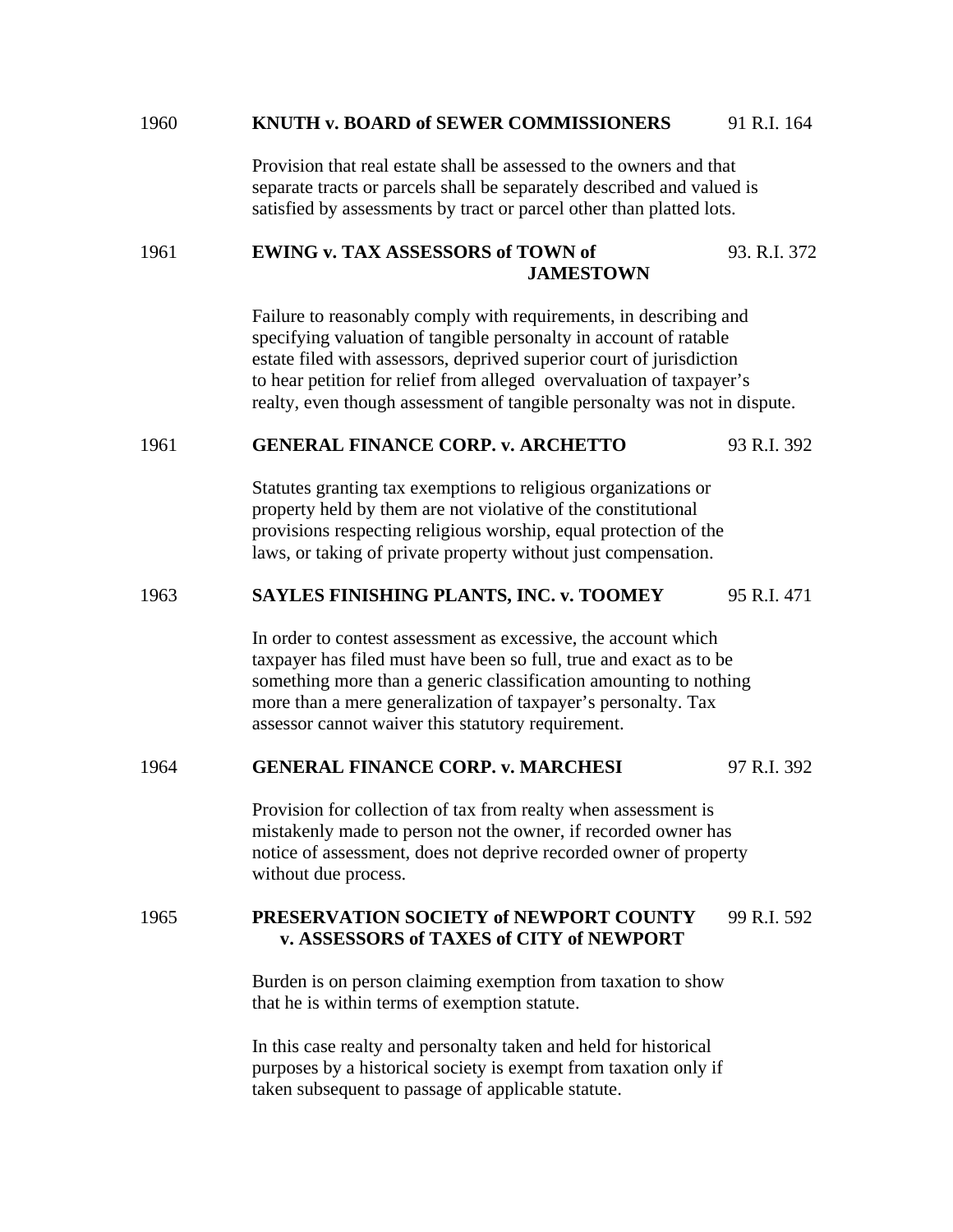1960 **KNUTH v. BOARD of SEWER COMMISSIONERS** 91 R.I. 164

Provision that real estate shall be assessed to the owners and that separate tracts or parcels shall be separately described and valued is satisfied by assessments by tract or parcel other than platted lots.

1961 **EWING v. TAX ASSESSORS of TOWN of JAMESTOWN** 93. R.I. 372

Failure to reasonably comply with requirements, in describing and specifying valuation of tangible personalty in account of ratable estate filed with assessors, deprived superior court of jurisdiction to hear petition for relief from alleged overvaluation of taxpayer's realty, even though assessment of tangible personalty was not in dispute.

1961 **GENERAL FINANCE CORP. v. ARCHETTO** 93 R.I. 392

Statutes granting tax exemptions to religious organizations or property held by them are not violative of the constitutional provisions respecting religious worship, equal protection of the laws, or taking of private property without just compensation.

1963 **SAYLES FINISHING PLANTS, INC. v. TOOMEY** 95 R.I. 471

In order to contest assessment as excessive, the account which taxpayer has filed must have been so full, true and exact as to be something more than a generic classification amounting to nothing more than a mere generalization of taxpayer's personalty. Tax assessor cannot waiver this statutory requirement.

1964 **GENERAL FINANCE CORP. v. MARCHESI** 97 R.I. 392

Provision for collection of tax from realty when assessment is mistakenly made to person not the owner, if recorded owner has notice of assessment, does not deprive recorded owner of property without due process.

1965 **PRESERVATION SOCIETY of NEWPORT COUNTY v. ASSESSORS of TAXES of CITY of NEWPORT** 99 R.I. 592

Burden is on person claiming exemption from taxation to show that he is within terms of exemption statute.

In this case realty and personalty taken and held for historical purposes by a historical society is exempt from taxation only if taken subsequent to passage of applicable statute.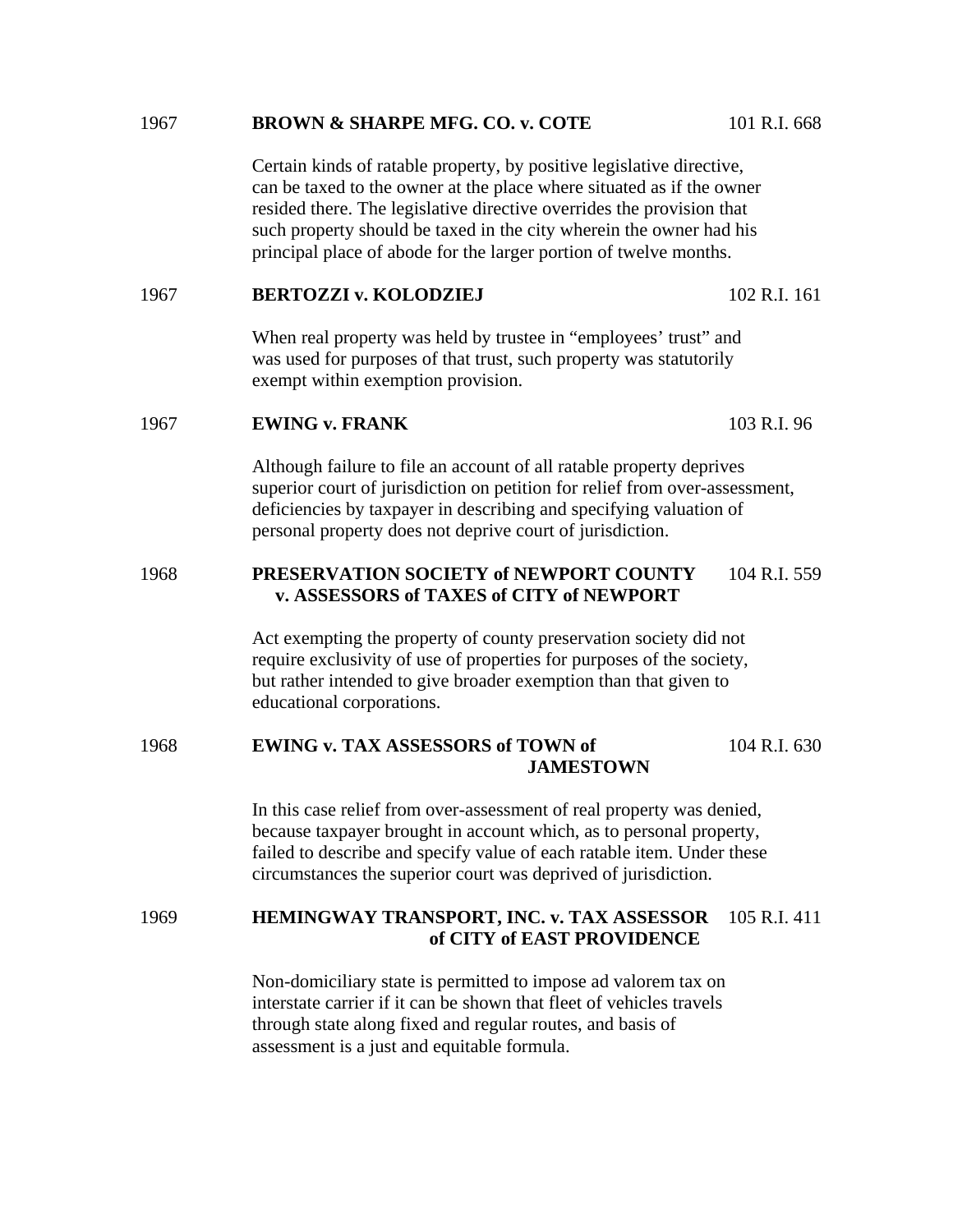1967 **BROWN & SHARPE MFG. CO. v. COTE** 101 R.I. 668

Certain kinds of ratable property, by positive legislative directive, can be taxed to the owner at the place where situated as if the owner resided there. The legislative directive overrides the provision that such property should be taxed in the city wherein the owner had his principal place of abode for the larger portion of twelve months.

1967 **BERTOZZI v. KOLODZIEJ** 102 R.I. 161

When real property was held by trustee in "employees' trust" and was used for purposes of that trust, such property was statutorily exempt within exemption provision.

1967 **EWING v. FRANK** 103 R.I. 96

Although failure to file an account of all ratable property deprives superior court of jurisdiction on petition for relief from over-assessment, deficiencies by taxpayer in describing and specifying valuation of personal property does not deprive court of jurisdiction.

1968 **PRESERVATION SOCIETY of NEWPORT COUNTY v. ASSESSORS of TAXES of CITY of NEWPORT** 104 R.I. 559

Act exempting the property of county preservation society did not require exclusivity of use of properties for purposes of the society, but rather intended to give broader exemption than that given to educational corporations.

1968 **EWING v. TAX ASSESSORS of TOWN of JAMESTOWN** 104 R.I. 630

In this case relief from over-assessment of real property was denied, because taxpayer brought in account which, as to personal property, failed to describe and specify value of each ratable item. Under these circumstances the superior court was deprived of jurisdiction.

1969 **HEMINGWAY TRANSPORT, INC. v. TAX ASSESSOR of CITY of EAST PROVIDENCE** 105 R.I. 411

Non-domiciliary state is permitted to impose ad valorem tax on interstate carrier if it can be shown that fleet of vehicles travels through state along fixed and regular routes, and basis of assessment is a just and equitable formula.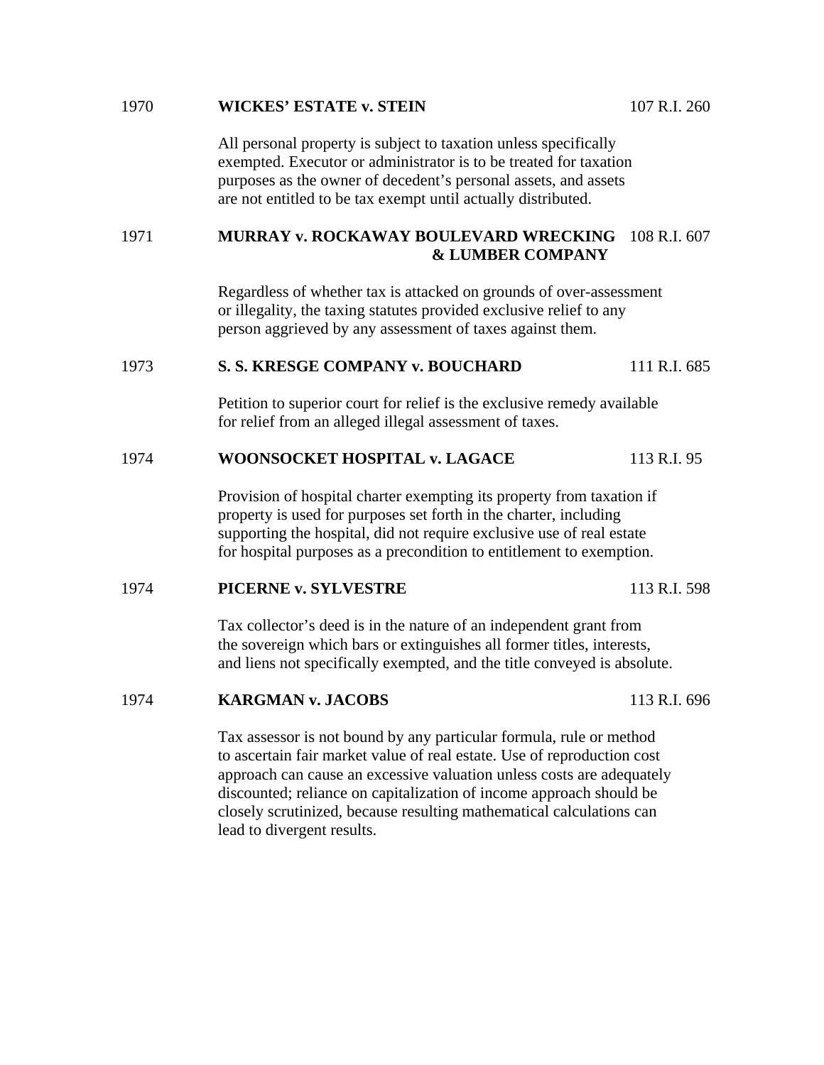1970 **WICKES' ESTATE v. STEIN** 107 R.I. 260

All personal property is subject to taxation unless specifically exempted. Executor or administrator is to be treated for taxation purposes as the owner of decedent's personal assets, and assets are not entitled to be tax exempt until actually distributed.

1971 **MURRAY v. ROCKAWAY BOULEVARD WRECKING & LUMBER COMPANY** 108 R.I. 607

Regardless of whether tax is attacked on grounds of over-assessment or illegality, the taxing statutes provided exclusive relief to any person aggrieved by any assessment of taxes against them.

1973 **S. S. KRESGE COMPANY v. BOUCHARD** 111 R.I. 685

Petition to superior court for relief is the exclusive remedy available for relief from an alleged illegal assessment of taxes.

1974 **WOONSOCKET HOSPITAL v. LAGACE** 113 R.I. 95

Provision of hospital charter exempting its property from taxation if property is used for purposes set forth in the charter, including supporting the hospital, did not require exclusive use of real estate for hospital purposes as a precondition to entitlement to exemption.

1974 **PICERNE v. SYLVESTRE** 113 R.I. 598

Tax collector's deed is in the nature of an independent grant from the sovereign which bars or extinguishes all former titles, interests, and liens not specifically exempted, and the title conveyed is absolute.

1974 **KARGMAN v. JACOBS** 113 R.I. 696

Tax assessor is not bound by any particular formula, rule or method to ascertain fair market value of real estate. Use of reproduction cost approach can cause an excessive valuation unless costs are adequately discounted; reliance on capitalization of income approach should be closely scrutinized, because resulting mathematical calculations can lead to divergent results.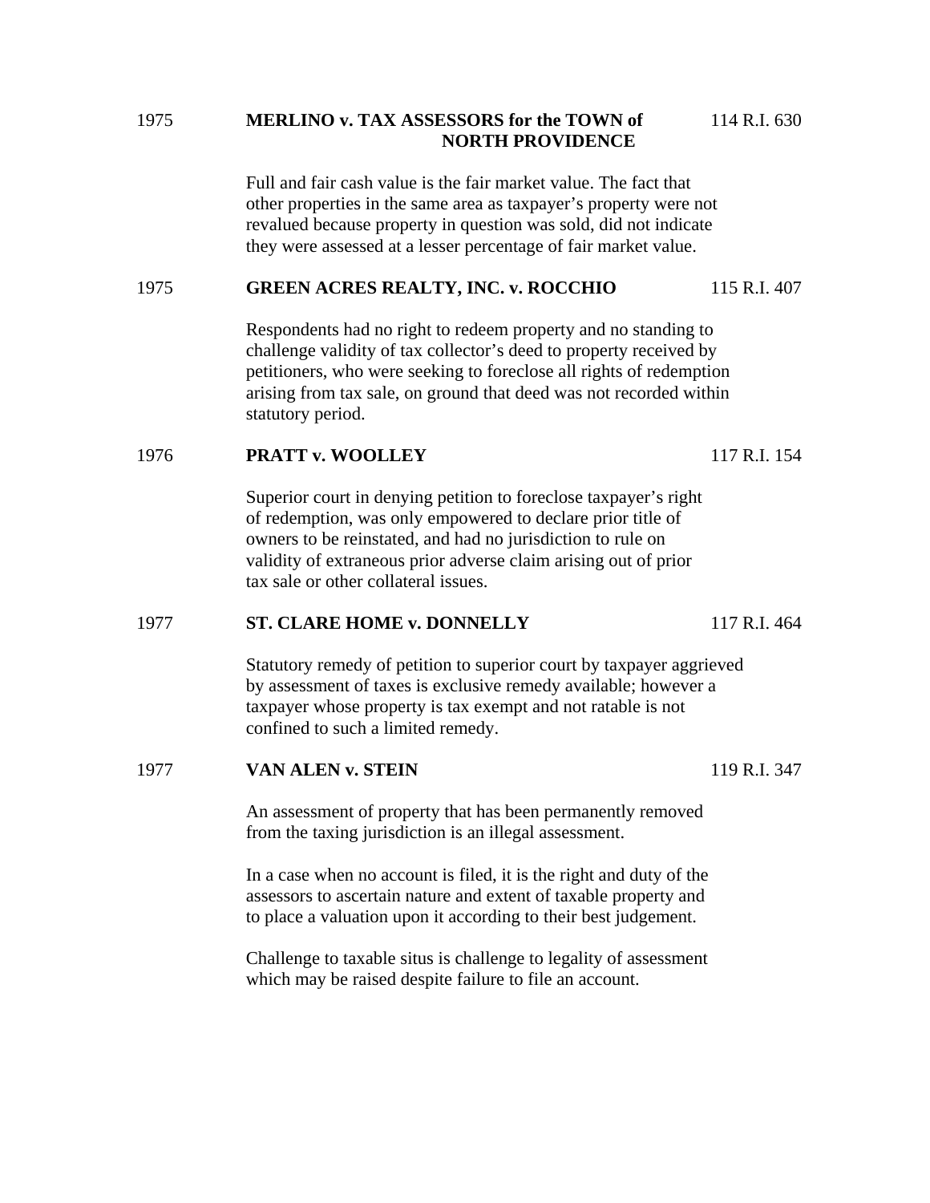1975 **MERLINO v. TAX ASSESSORS for the TOWN of NORTH PROVIDENCE** 114 R.I. 630

Full and fair cash value is the fair market value. The fact that other properties in the same area as taxpayer's property were not revalued because property in question was sold, did not indicate they were assessed at a lesser percentage of fair market value.

1975 **GREEN ACRES REALTY, INC. v. ROCCHIO** 115 R.I. 407

Respondents had no right to redeem property and no standing to challenge validity of tax collector's deed to property received by petitioners, who were seeking to foreclose all rights of redemption arising from tax sale, on ground that deed was not recorded within statutory period.

1976 **PRATT v. WOOLLEY** 117 R.I. 154

Superior court in denying petition to foreclose taxpayer's right of redemption, was only empowered to declare prior title of owners to be reinstated, and had no jurisdiction to rule on validity of extraneous prior adverse claim arising out of prior tax sale or other collateral issues.

1977 **ST. CLARE HOME v. DONNELLY** 117 R.I. 464

Statutory remedy of petition to superior court by taxpayer aggrieved by assessment of taxes is exclusive remedy available; however a taxpayer whose property is tax exempt and not ratable is not confined to such a limited remedy.

1977 **VAN ALEN v. STEIN** 119 R.I. 347

An assessment of property that has been permanently removed from the taxing jurisdiction is an illegal assessment.

In a case when no account is filed, it is the right and duty of the assessors to ascertain nature and extent of taxable property and to place a valuation upon it according to their best judgement.

Challenge to taxable situs is challenge to legality of assessment which may be raised despite failure to file an account.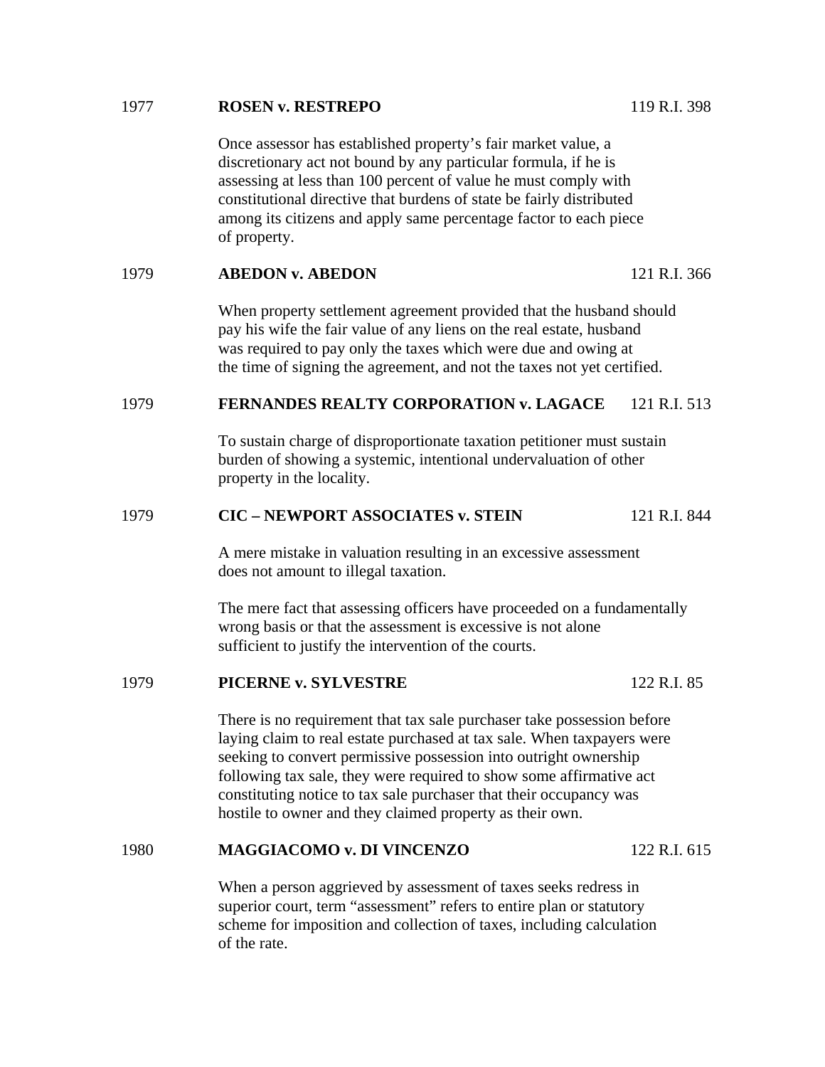1977 **ROSEN v. RESTREPO** 119 R.I. 398

Once assessor has established property's fair market value, a discretionary act not bound by any particular formula, if he is assessing at less than 100 percent of value he must comply with constitutional directive that burdens of state be fairly distributed among its citizens and apply same percentage factor to each piece of property.

1979 **ABEDON v. ABEDON** 121 R.I. 366

When property settlement agreement provided that the husband should pay his wife the fair value of any liens on the real estate, husband was required to pay only the taxes which were due and owing at the time of signing the agreement, and not the taxes not yet certified.

1979 **FERNANDES REALTY CORPORATION v. LAGACE** 121 R.I. 513

To sustain charge of disproportionate taxation petitioner must sustain burden of showing a systemic, intentional undervaluation of other property in the locality.

1979 **CIC – NEWPORT ASSOCIATES v. STEIN** 121 R.I. 844

A mere mistake in valuation resulting in an excessive assessment does not amount to illegal taxation.

The mere fact that assessing officers have proceeded on a fundamentally wrong basis or that the assessment is excessive is not alone sufficient to justify the intervention of the courts.

1979 **PICERNE v. SYLVESTRE** 122 R.I. 85

There is no requirement that tax sale purchaser take possession before laying claim to real estate purchased at tax sale. When taxpayers were seeking to convert permissive possession into outright ownership following tax sale, they were required to show some affirmative act constituting notice to tax sale purchaser that their occupancy was hostile to owner and they claimed property as their own.

1980 **MAGGIACOMO v. DI VINCENZO** 122 R.I. 615

When a person aggrieved by assessment of taxes seeks redress in superior court, term "assessment" refers to entire plan or statutory scheme for imposition and collection of taxes, including calculation of the rate.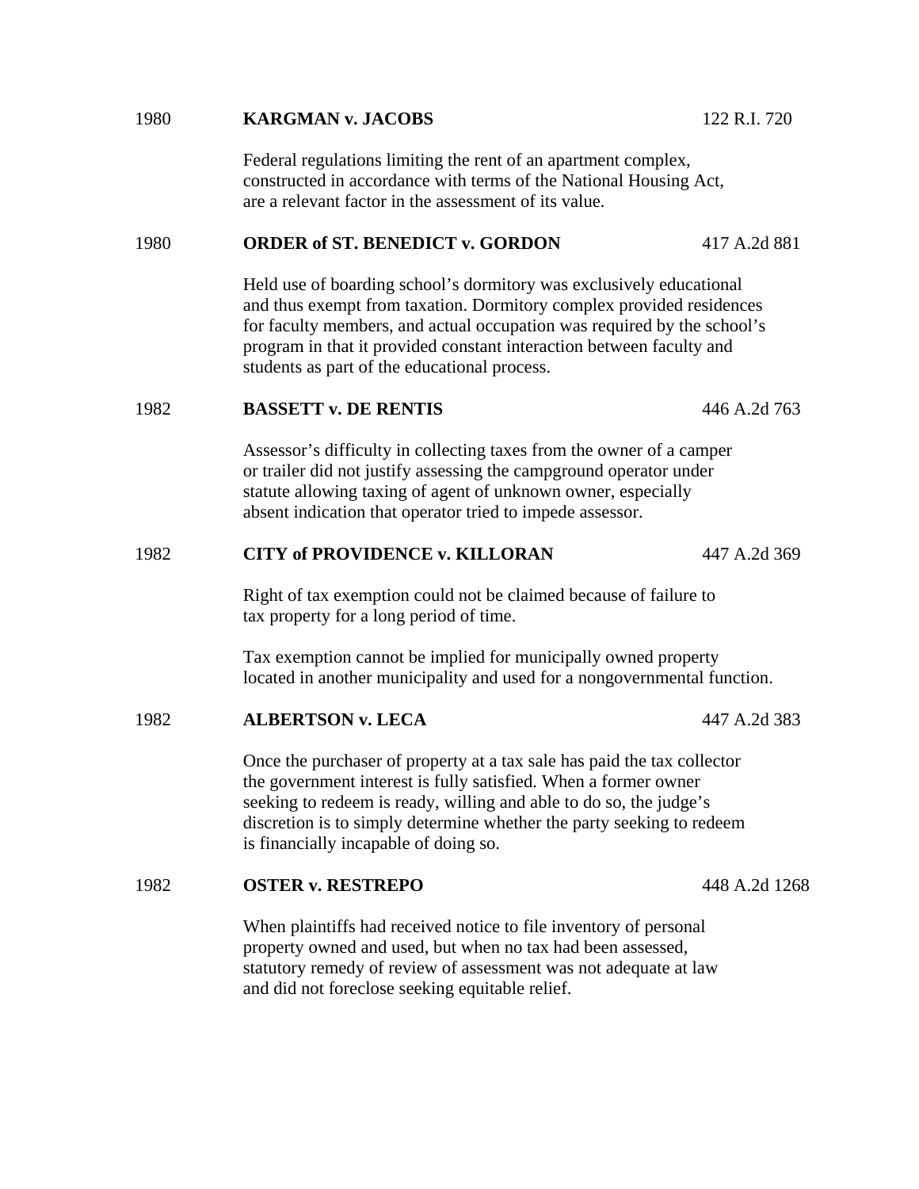1980 **KARGMAN v. JACOBS** 122 R.I. 720

Federal regulations limiting the rent of an apartment complex, constructed in accordance with terms of the National Housing Act, are a relevant factor in the assessment of its value.

1980 **ORDER of ST. BENEDICT v. GORDON** 417 A.2d 881

Held use of boarding school's dormitory was exclusively educational and thus exempt from taxation. Dormitory complex provided residences for faculty members, and actual occupation was required by the school's program in that it provided constant interaction between faculty and students as part of the educational process.

1982 **BASSETT v. DE RENTIS** 446 A.2d 763

Assessor's difficulty in collecting taxes from the owner of a camper or trailer did not justify assessing the campground operator under statute allowing taxing of agent of unknown owner, especially absent indication that operator tried to impede assessor.

1982 **CITY of PROVIDENCE v. KILLORAN** 447 A.2d 369

Right of tax exemption could not be claimed because of failure to tax property for a long period of time.

Tax exemption cannot be implied for municipally owned property located in another municipality and used for a nongovernmental function.

1982 **ALBERTSON v. LECA** 447 A.2d 383

Once the purchaser of property at a tax sale has paid the tax collector the government interest is fully satisfied. When a former owner seeking to redeem is ready, willing and able to do so, the judge's discretion is to simply determine whether the party seeking to redeem is financially incapable of doing so.

1982 **OSTER v. RESTREPO** 448 A.2d 1268

When plaintiffs had received notice to file inventory of personal property owned and used, but when no tax had been assessed, statutory remedy of review of assessment was not adequate at law and did not foreclose seeking equitable relief.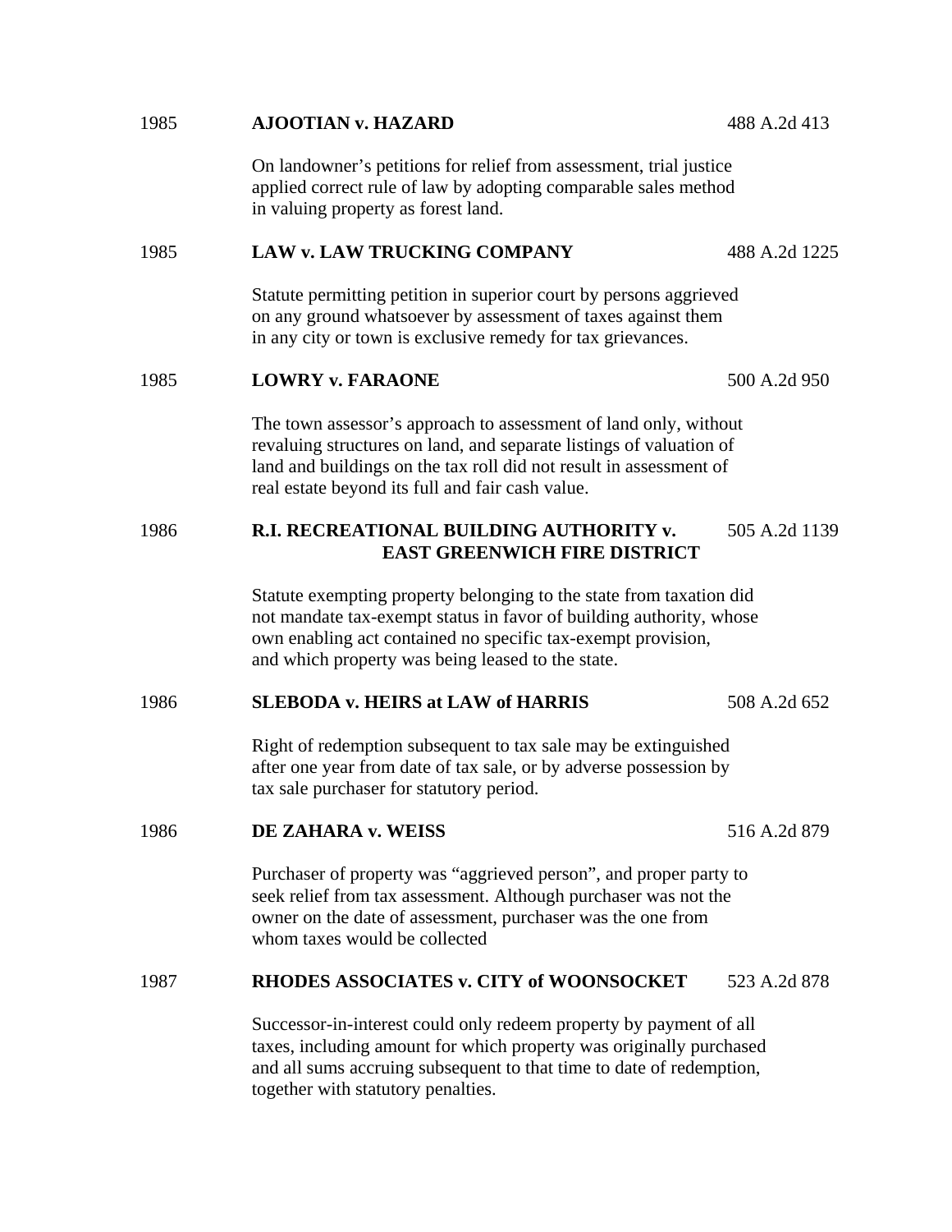1985 **AJOOTIAN v. HAZARD** 488 A.2d 413

On landowner's petitions for relief from assessment, trial justice applied correct rule of law by adopting comparable sales method in valuing property as forest land.

1985 **LAW v. LAW TRUCKING COMPANY** 488 A.2d 1225

Statute permitting petition in superior court by persons aggrieved on any ground whatsoever by assessment of taxes against them in any city or town is exclusive remedy for tax grievances.

1985 **LOWRY v. FARAONE** 500 A.2d 950

The town assessor's approach to assessment of land only, without revaluing structures on land, and separate listings of valuation of land and buildings on the tax roll did not result in assessment of real estate beyond its full and fair cash value.

1986 **R.I. RECREATIONAL BUILDING AUTHORITY v. EAST GREENWICH FIRE DISTRICT** 505 A.2d 1139

Statute exempting property belonging to the state from taxation did not mandate tax-exempt status in favor of building authority, whose own enabling act contained no specific tax-exempt provision, and which property was being leased to the state.

1986 **SLEBODA v. HEIRS at LAW of HARRIS** 508 A.2d 652

Right of redemption subsequent to tax sale may be extinguished after one year from date of tax sale, or by adverse possession by tax sale purchaser for statutory period.

1986 **DE ZAHARA v. WEISS** 516 A.2d 879

Purchaser of property was "aggrieved person", and proper party to seek relief from tax assessment. Although purchaser was not the owner on the date of assessment, purchaser was the one from whom taxes would be collected

1987 **RHODES ASSOCIATES v. CITY of WOONSOCKET** 523 A.2d 878

Successor-in-interest could only redeem property by payment of all taxes, including amount for which property was originally purchased and all sums accruing subsequent to that time to date of redemption, together with statutory penalties.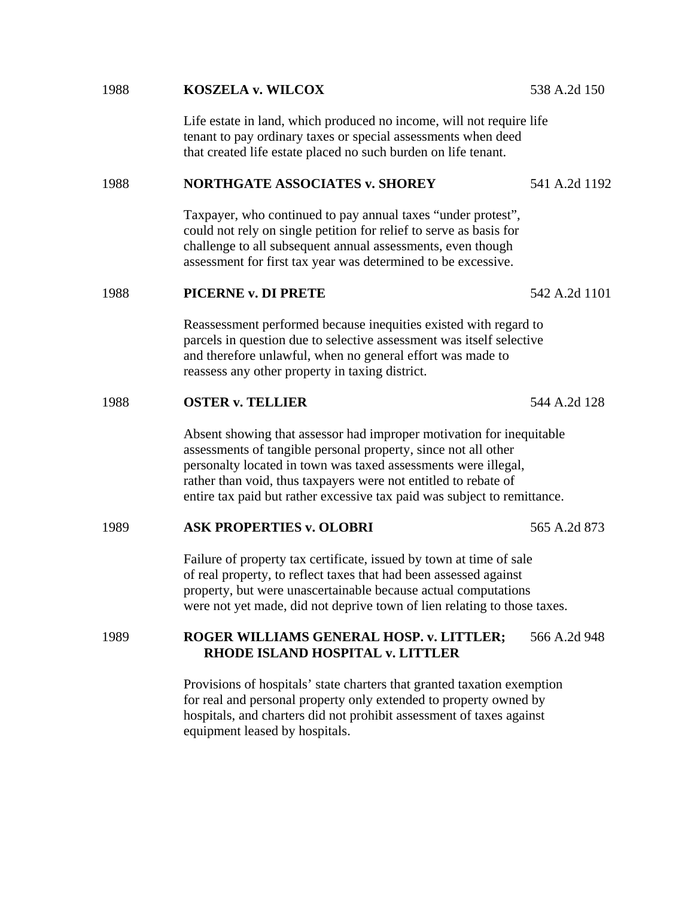1988 **KOSZELA v. WILCOX** 538 A.2d 150

Life estate in land, which produced no income, will not require life tenant to pay ordinary taxes or special assessments when deed that created life estate placed no such burden on life tenant.

1988 **NORTHGATE ASSOCIATES v. SHOREY** 541 A.2d 1192

Taxpayer, who continued to pay annual taxes "under protest", could not rely on single petition for relief to serve as basis for challenge to all subsequent annual assessments, even though assessment for first tax year was determined to be excessive.

1988 **PICERNE v. DI PRETE** 542 A.2d 1101

Reassessment performed because inequities existed with regard to parcels in question due to selective assessment was itself selective and therefore unlawful, when no general effort was made to reassess any other property in taxing district.

1988 **OSTER v. TELLIER** 544 A.2d 128

Absent showing that assessor had improper motivation for inequitable assessments of tangible personal property, since not all other personalty located in town was taxed assessments were illegal, rather than void, thus taxpayers were not entitled to rebate of entire tax paid but rather excessive tax paid was subject to remittance.

1989 **ASK PROPERTIES v. OLOBRI** 565 A.2d 873

Failure of property tax certificate, issued by town at time of sale of real property, to reflect taxes that had been assessed against property, but were unascertainable because actual computations were not yet made, did not deprive town of lien relating to those taxes.

1989 **ROGER WILLIAMS GENERAL HOSP. v. LITTLER; RHODE ISLAND HOSPITAL v. LITTLER** 566 A.2d 948

Provisions of hospitals' state charters that granted taxation exemption for real and personal property only extended to property owned by hospitals, and charters did not prohibit assessment of taxes against equipment leased by hospitals.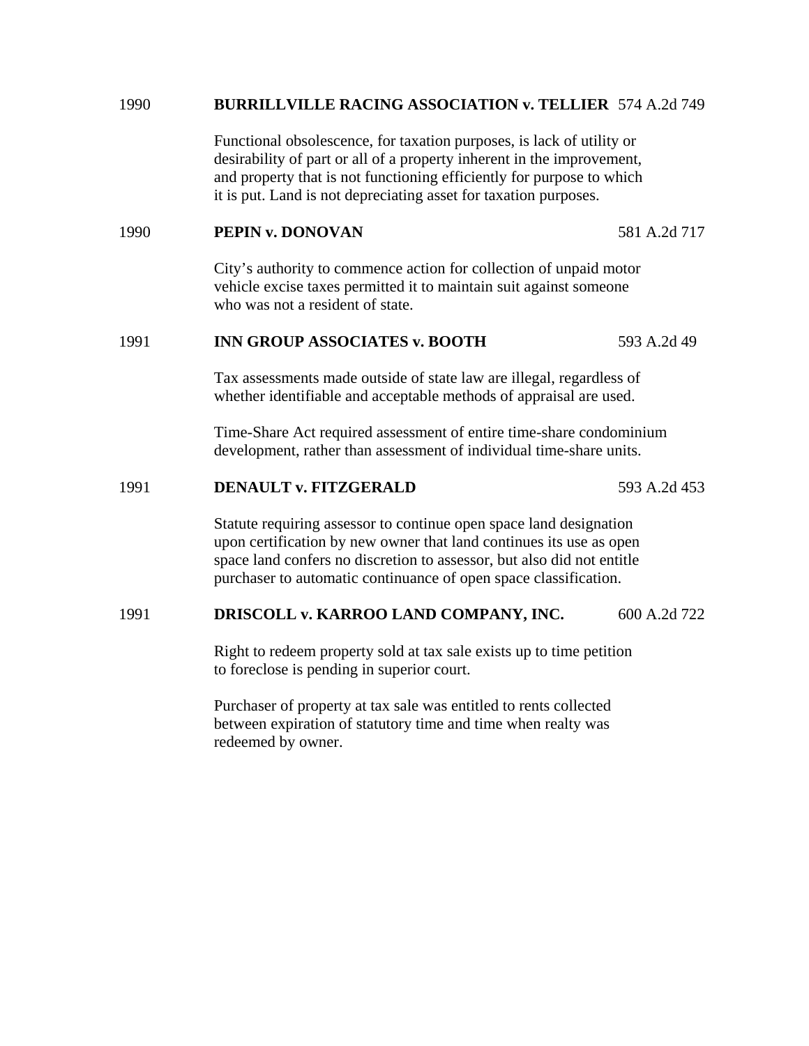1990 **BURRILLVILLE RACING ASSOCIATION v. TELLIER** 574 A.2d 749

Functional obsolescence, for taxation purposes, is lack of utility or desirability of part or all of a property inherent in the improvement, and property that is not functioning efficiently for purpose to which it is put. Land is not depreciating asset for taxation purposes.

1990 **PEPIN v. DONOVAN** 581 A.2d 717

City's authority to commence action for collection of unpaid motor vehicle excise taxes permitted it to maintain suit against someone who was not a resident of state.

1991 **INN GROUP ASSOCIATES v. BOOTH** 593 A.2d 49

Tax assessments made outside of state law are illegal, regardless of whether identifiable and acceptable methods of appraisal are used.

Time-Share Act required assessment of entire time-share condominium development, rather than assessment of individual time-share units.

1991 **DENAULT v. FITZGERALD** 593 A.2d 453

Statute requiring assessor to continue open space land designation upon certification by new owner that land continues its use as open space land confers no discretion to assessor, but also did not entitle purchaser to automatic continuance of open space classification.

1991 **DRISCOLL v. KARROO LAND COMPANY, INC.** 600 A.2d 722

Right to redeem property sold at tax sale exists up to time petition to foreclose is pending in superior court.

Purchaser of property at tax sale was entitled to rents collected between expiration of statutory time and time when realty was redeemed by owner.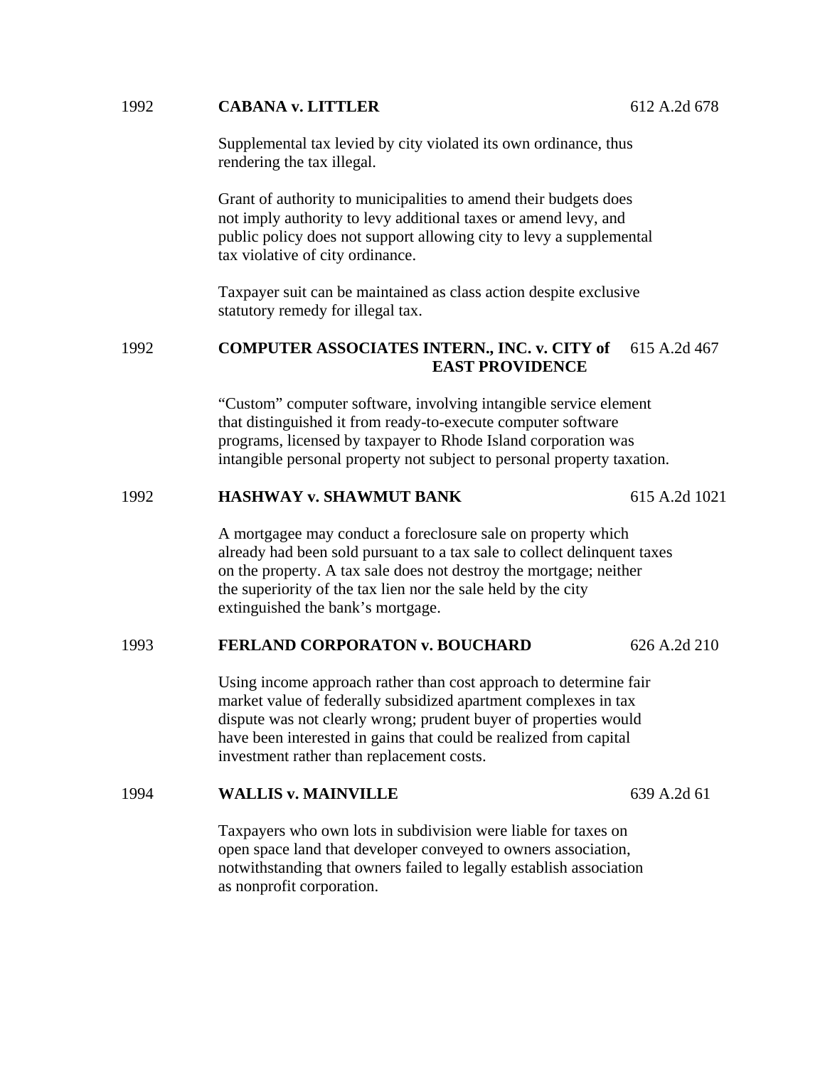1992 **CABANA v. LITTLER** 612 A.2d 678

Supplemental tax levied by city violated its own ordinance, thus rendering the tax illegal.

Grant of authority to municipalities to amend their budgets does not imply authority to levy additional taxes or amend levy, and public policy does not support allowing city to levy a supplemental tax violative of city ordinance.

Taxpayer suit can be maintained as class action despite exclusive statutory remedy for illegal tax.

1992 **COMPUTER ASSOCIATES INTERN., INC. v. CITY of EAST PROVIDENCE** 615 A.2d 467

"Custom" computer software, involving intangible service element that distinguished it from ready-to-execute computer software programs, licensed by taxpayer to Rhode Island corporation was intangible personal property not subject to personal property taxation.

1992 **HASHWAY v. SHAWMUT BANK** 615 A.2d 1021

A mortgagee may conduct a foreclosure sale on property which already had been sold pursuant to a tax sale to collect delinquent taxes on the property. A tax sale does not destroy the mortgage; neither the superiority of the tax lien nor the sale held by the city extinguished the bank's mortgage.

1993 **FERLAND CORPORATON v. BOUCHARD** 626 A.2d 210

Using income approach rather than cost approach to determine fair market value of federally subsidized apartment complexes in tax dispute was not clearly wrong; prudent buyer of properties would have been interested in gains that could be realized from capital investment rather than replacement costs.

1994 **WALLIS v. MAINVILLE** 639 A.2d 61

Taxpayers who own lots in subdivision were liable for taxes on open space land that developer conveyed to owners association, notwithstanding that owners failed to legally establish association as nonprofit corporation.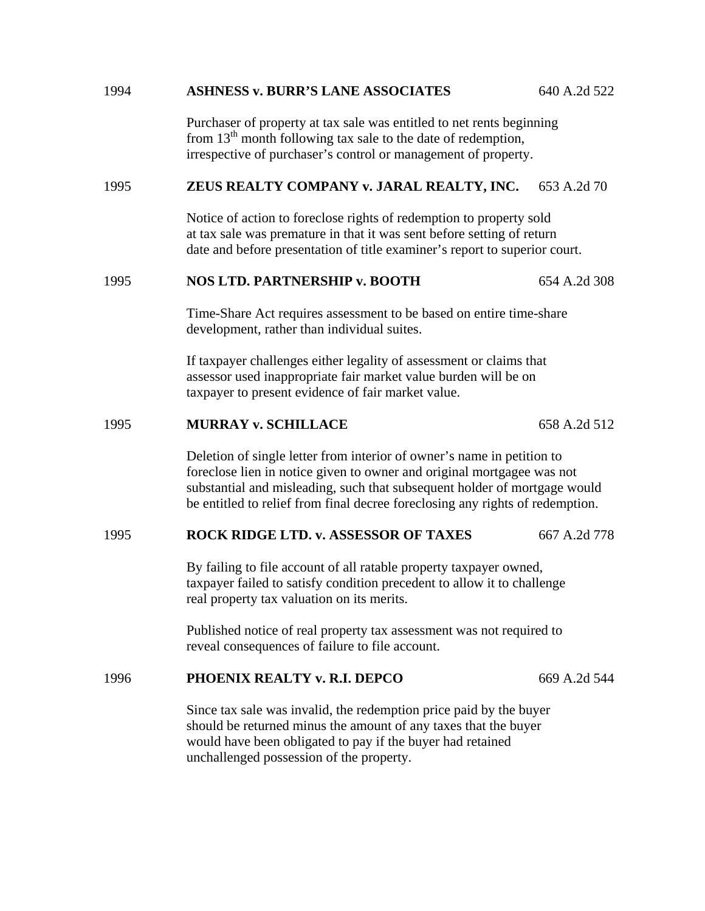1994 **ASHNESS v. BURR'S LANE ASSOCIATES** 640 A.2d 522

Purchaser of property at tax sale was entitled to net rents beginning from 13th month following tax sale to the date of redemption, irrespective of purchaser's control or management of property.

1995 **ZEUS REALTY COMPANY v. JARAL REALTY, INC.** 653 A.2d 70

Notice of action to foreclose rights of redemption to property sold at tax sale was premature in that it was sent before setting of return date and before presentation of title examiner's report to superior court.

1995 **NOS LTD. PARTNERSHIP v. BOOTH** 654 A.2d 308

Time-Share Act requires assessment to be based on entire time-share development, rather than individual suites.

If taxpayer challenges either legality of assessment or claims that assessor used inappropriate fair market value burden will be on taxpayer to present evidence of fair market value.

1995 **MURRAY v. SCHILLACE** 658 A.2d 512

Deletion of single letter from interior of owner's name in petition to foreclose lien in notice given to owner and original mortgagee was not substantial and misleading, such that subsequent holder of mortgage would be entitled to relief from final decree foreclosing any rights of redemption.

1995 **ROCK RIDGE LTD. v. ASSESSOR OF TAXES** 667 A.2d 778

By failing to file account of all ratable property taxpayer owned, taxpayer failed to satisfy condition precedent to allow it to challenge real property tax valuation on its merits.

Published notice of real property tax assessment was not required to reveal consequences of failure to file account.

1996 **PHOENIX REALTY v. R.I. DEPCO** 669 A.2d 544

Since tax sale was invalid, the redemption price paid by the buyer should be returned minus the amount of any taxes that the buyer would have been obligated to pay if the buyer had retained unchallenged possession of the property.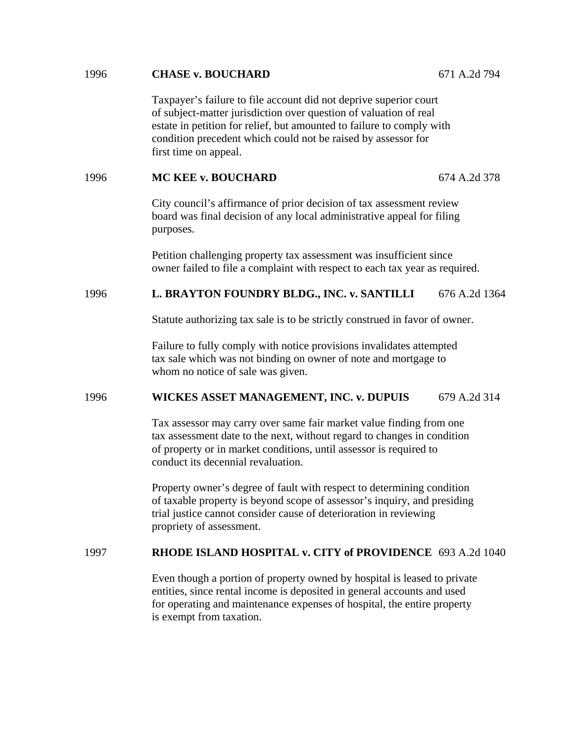1996 **CHASE v. BOUCHARD** 671 A.2d 794

Taxpayer's failure to file account did not deprive superior court of subject-matter jurisdiction over question of valuation of real estate in petition for relief, but amounted to failure to comply with condition precedent which could not be raised by assessor for first time on appeal.

1996 **MC KEE v. BOUCHARD** 674 A.2d 378

City council's affirmance of prior decision of tax assessment review board was final decision of any local administrative appeal for filing purposes.

Petition challenging property tax assessment was insufficient since owner failed to file a complaint with respect to each tax year as required.

1996 **L. BRAYTON FOUNDRY BLDG., INC. v. SANTILLI** 676 A.2d 1364

Statute authorizing tax sale is to be strictly construed in favor of owner.

Failure to fully comply with notice provisions invalidates attempted tax sale which was not binding on owner of note and mortgage to whom no notice of sale was given.

1996 **WICKES ASSET MANAGEMENT, INC. v. DUPUIS** 679 A.2d 314

Tax assessor may carry over same fair market value finding from one tax assessment date to the next, without regard to changes in condition of property or in market conditions, until assessor is required to conduct its decennial revaluation.

Property owner's degree of fault with respect to determining condition of taxable property is beyond scope of assessor's inquiry, and presiding trial justice cannot consider cause of deterioration in reviewing propriety of assessment.

1997 **RHODE ISLAND HOSPITAL v. CITY of PROVIDENCE** 693 A.2d 1040

Even though a portion of property owned by hospital is leased to private entities, since rental income is deposited in general accounts and used for operating and maintenance expenses of hospital, the entire property is exempt from taxation.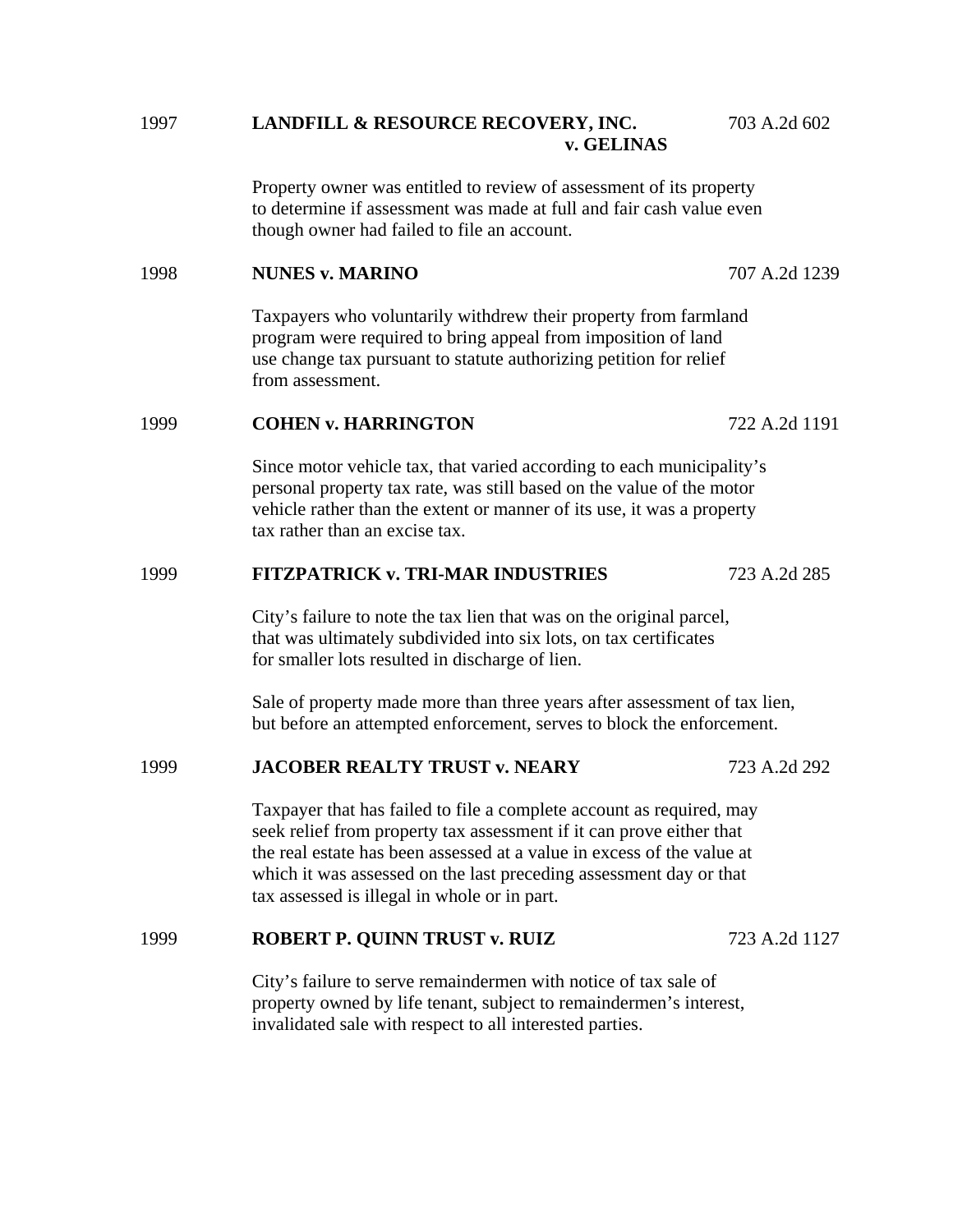1997 **LANDFILL & RESOURCE RECOVERY, INC. v. GELINAS** 703 A.2d 602

Property owner was entitled to review of assessment of its property to determine if assessment was made at full and fair cash value even though owner had failed to file an account.

1998 **NUNES v. MARINO** 707 A.2d 1239

Taxpayers who voluntarily withdrew their property from farmland program were required to bring appeal from imposition of land use change tax pursuant to statute authorizing petition for relief from assessment.

1999 **COHEN v. HARRINGTON** 722 A.2d 1191

Since motor vehicle tax, that varied according to each municipality's personal property tax rate, was still based on the value of the motor vehicle rather than the extent or manner of its use, it was a property tax rather than an excise tax.

1999 **FITZPATRICK v. TRI-MAR INDUSTRIES** 723 A.2d 285

City's failure to note the tax lien that was on the original parcel, that was ultimately subdivided into six lots, on tax certificates for smaller lots resulted in discharge of lien.

Sale of property made more than three years after assessment of tax lien, but before an attempted enforcement, serves to block the enforcement.

1999 **JACOBER REALTY TRUST v. NEARY** 723 A.2d 292

Taxpayer that has failed to file a complete account as required, may seek relief from property tax assessment if it can prove either that the real estate has been assessed at a value in excess of the value at which it was assessed on the last preceding assessment day or that tax assessed is illegal in whole or in part.

1999 **ROBERT P. QUINN TRUST v. RUIZ** 723 A.2d 1127

City's failure to serve remaindermen with notice of tax sale of property owned by life tenant, subject to remaindermen's interest, invalidated sale with respect to all interested parties.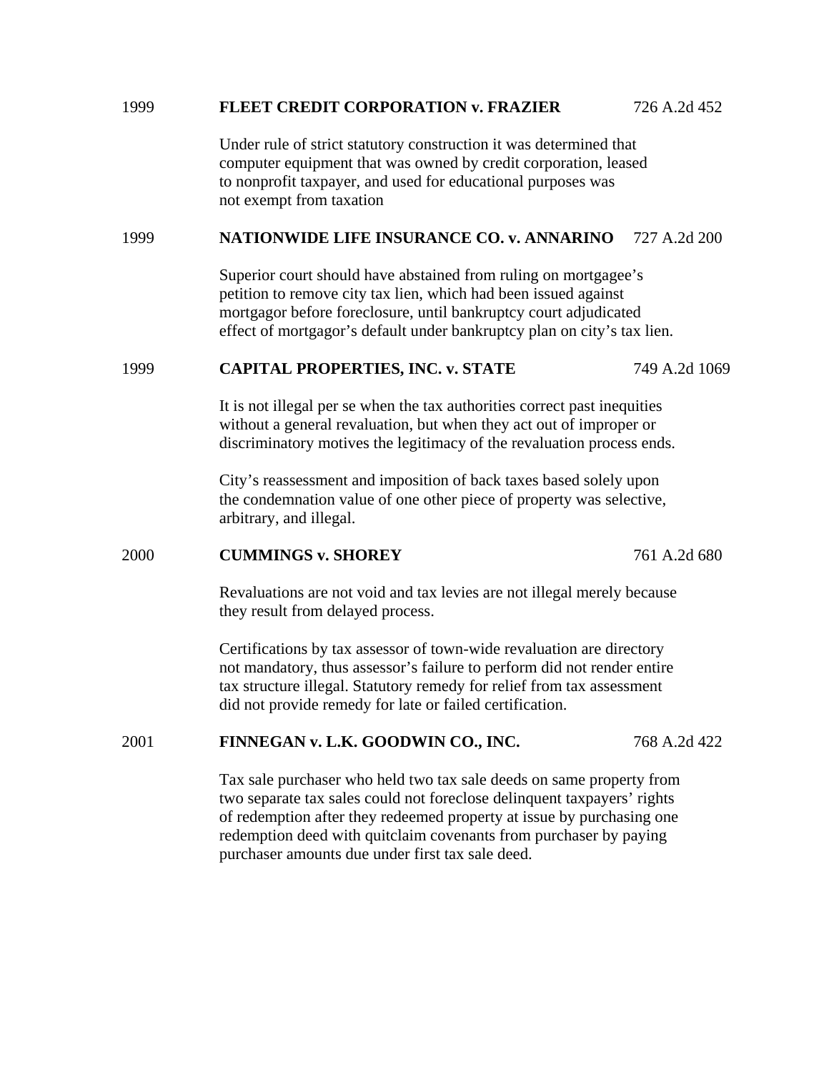1999 **FLEET CREDIT CORPORATION v. FRAZIER** 726 A.2d 452

Under rule of strict statutory construction it was determined that computer equipment that was owned by credit corporation, leased to nonprofit taxpayer, and used for educational purposes was not exempt from taxation

1999 **NATIONWIDE LIFE INSURANCE CO. v. ANNARINO** 727 A.2d 200

Superior court should have abstained from ruling on mortgagee's petition to remove city tax lien, which had been issued against mortgagor before foreclosure, until bankruptcy court adjudicated effect of mortgagor's default under bankruptcy plan on city's tax lien.

1999 **CAPITAL PROPERTIES, INC. v. STATE** 749 A.2d 1069

It is not illegal per se when the tax authorities correct past inequities without a general revaluation, but when they act out of improper or discriminatory motives the legitimacy of the revaluation process ends.

City's reassessment and imposition of back taxes based solely upon the condemnation value of one other piece of property was selective, arbitrary, and illegal.

2000 **CUMMINGS v. SHOREY** 761 A.2d 680

Revaluations are not void and tax levies are not illegal merely because they result from delayed process.

Certifications by tax assessor of town-wide revaluation are directory not mandatory, thus assessor's failure to perform did not render entire tax structure illegal. Statutory remedy for relief from tax assessment did not provide remedy for late or failed certification.

2001 **FINNEGAN v. L.K. GOODWIN CO., INC.** 768 A.2d 422

Tax sale purchaser who held two tax sale deeds on same property from two separate tax sales could not foreclose delinquent taxpayers' rights of redemption after they redeemed property at issue by purchasing one redemption deed with quitclaim covenants from purchaser by paying purchaser amounts due under first tax sale deed.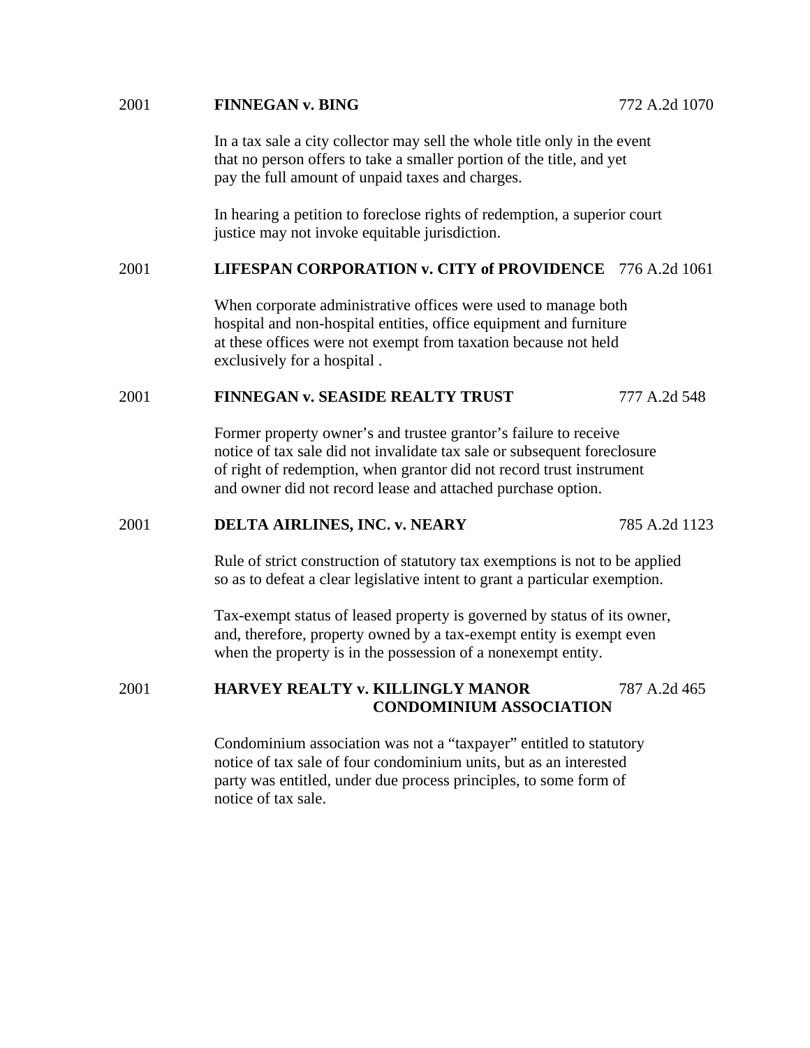2001 **FINNEGAN v. BING** 772 A.2d 1070

In a tax sale a city collector may sell the whole title only in the event that no person offers to take a smaller portion of the title, and yet pay the full amount of unpaid taxes and charges.

In hearing a petition to foreclose rights of redemption, a superior court justice may not invoke equitable jurisdiction.

2001 **LIFESPAN CORPORATION v. CITY of PROVIDENCE** 776 A.2d 1061

When corporate administrative offices were used to manage both hospital and non-hospital entities, office equipment and furniture at these offices were not exempt from taxation because not held exclusively for a hospital .

2001 **FINNEGAN v. SEASIDE REALTY TRUST** 777 A.2d 548

Former property owner's and trustee grantor's failure to receive notice of tax sale did not invalidate tax sale or subsequent foreclosure of right of redemption, when grantor did not record trust instrument and owner did not record lease and attached purchase option.

2001 **DELTA AIRLINES, INC. v. NEARY** 785 A.2d 1123

Rule of strict construction of statutory tax exemptions is not to be applied so as to defeat a clear legislative intent to grant a particular exemption.

Tax-exempt status of leased property is governed by status of its owner, and, therefore, property owned by a tax-exempt entity is exempt even when the property is in the possession of a nonexempt entity.

2001 **HARVEY REALTY v. KILLINGLY MANOR CONDOMINIUM ASSOCIATION** 787 A.2d 465

Condominium association was not a "taxpayer" entitled to statutory notice of tax sale of four condominium units, but as an interested party was entitled, under due process principles, to some form of notice of tax sale.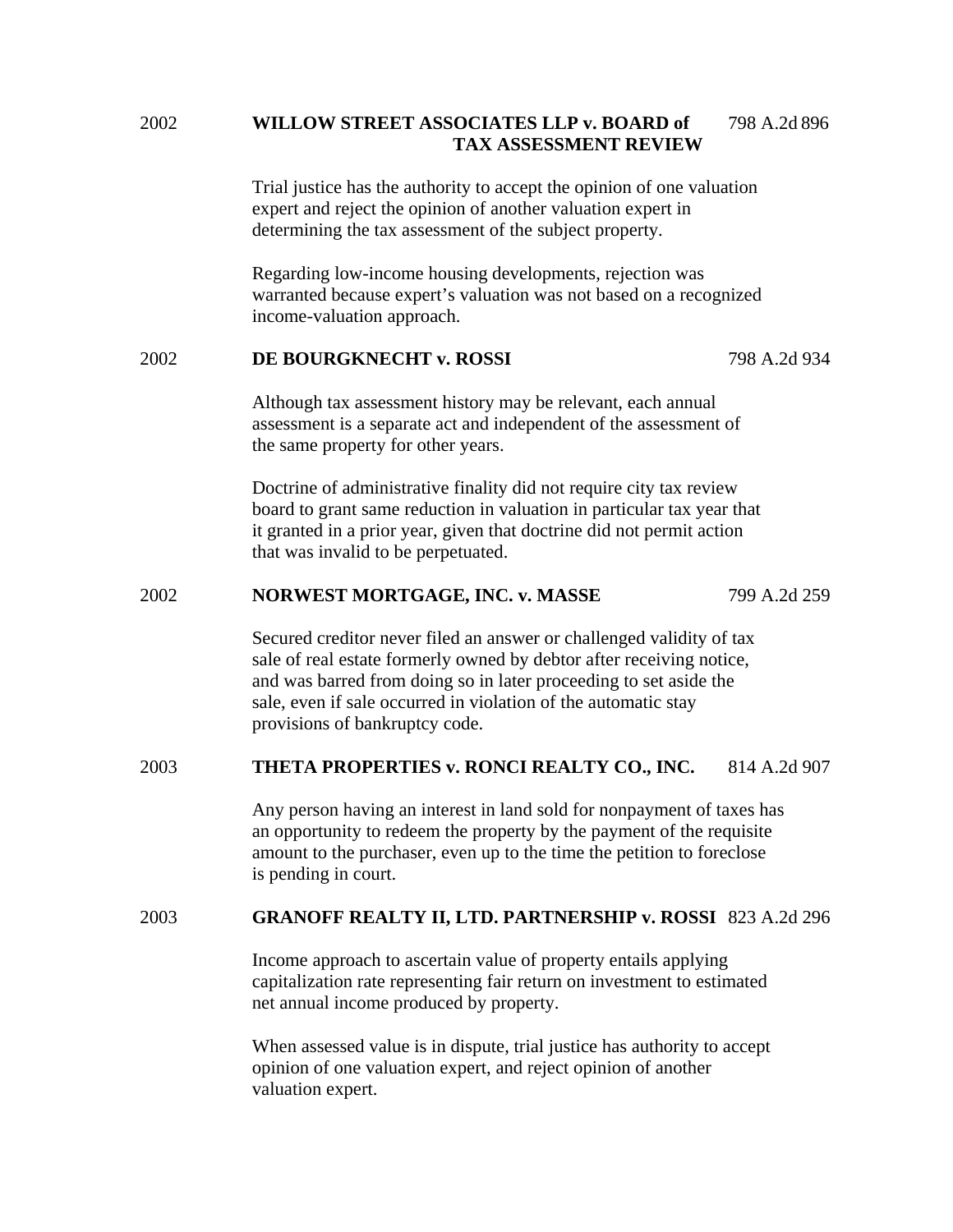2002 **WILLOW STREET ASSOCIATES LLP v. BOARD of TAX ASSESSMENT REVIEW** 798 A.2d 896

Trial justice has the authority to accept the opinion of one valuation expert and reject the opinion of another valuation expert in determining the tax assessment of the subject property.

Regarding low-income housing developments, rejection was warranted because expert's valuation was not based on a recognized income-valuation approach.

2002 **DE BOURGKNECHT v. ROSSI** 798 A.2d 934

Although tax assessment history may be relevant, each annual assessment is a separate act and independent of the assessment of the same property for other years.

Doctrine of administrative finality did not require city tax review board to grant same reduction in valuation in particular tax year that it granted in a prior year, given that doctrine did not permit action that was invalid to be perpetuated.

2002 **NORWEST MORTGAGE, INC. v. MASSE** 799 A.2d 259

Secured creditor never filed an answer or challenged validity of tax sale of real estate formerly owned by debtor after receiving notice, and was barred from doing so in later proceeding to set aside the sale, even if sale occurred in violation of the automatic stay provisions of bankruptcy code.

2003 **THETA PROPERTIES v. RONCI REALTY CO., INC.** 814 A.2d 907

Any person having an interest in land sold for nonpayment of taxes has an opportunity to redeem the property by the payment of the requisite amount to the purchaser, even up to the time the petition to foreclose is pending in court.

2003 **GRANOFF REALTY II, LTD. PARTNERSHIP v. ROSSI** 823 A.2d 296

Income approach to ascertain value of property entails applying capitalization rate representing fair return on investment to estimated net annual income produced by property.

When assessed value is in dispute, trial justice has authority to accept opinion of one valuation expert, and reject opinion of another valuation expert.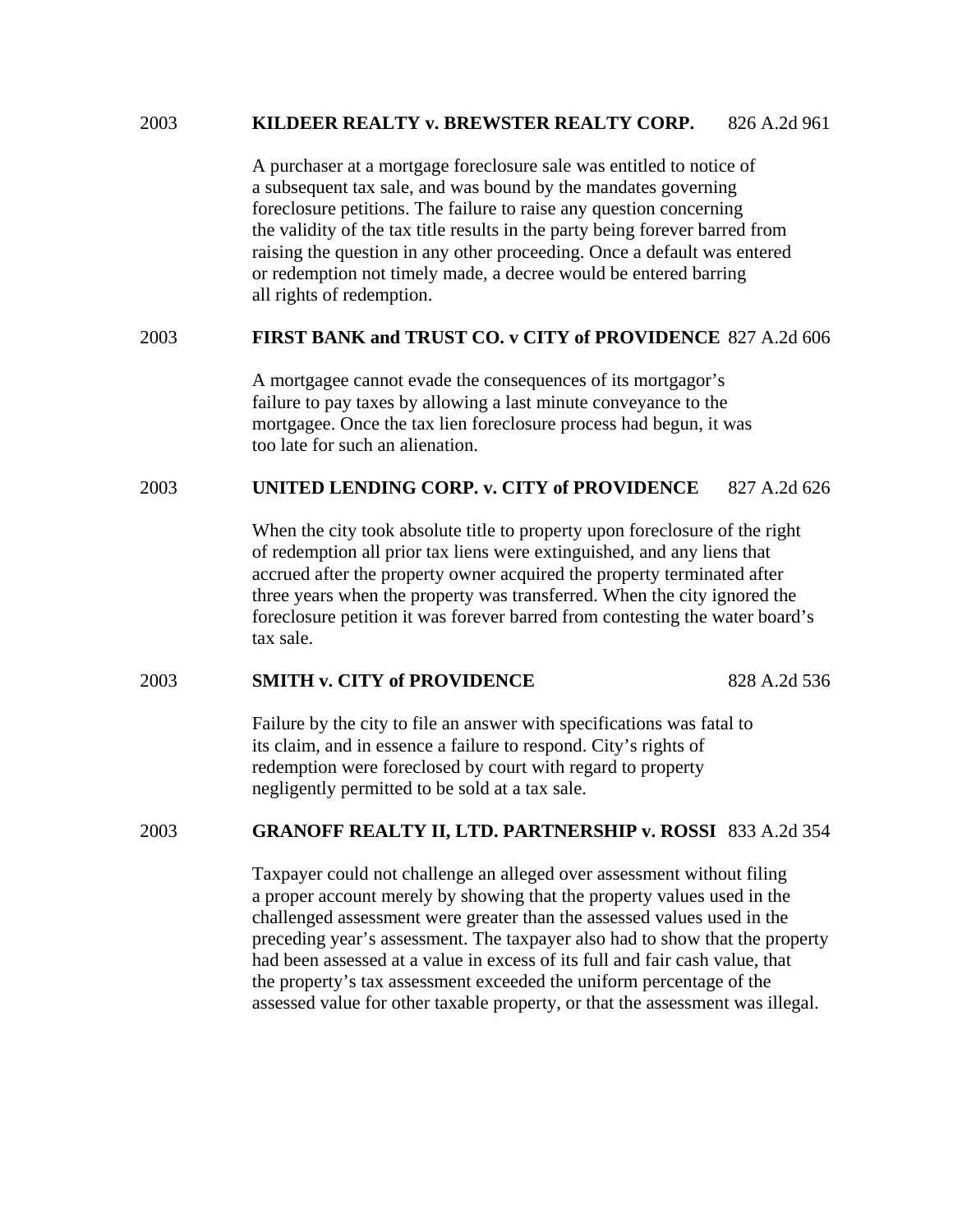2003 **KILDEER REALTY v. BREWSTER REALTY CORP.** 826 A.2d 961

A purchaser at a mortgage foreclosure sale was entitled to notice of a subsequent tax sale, and was bound by the mandates governing foreclosure petitions. The failure to raise any question concerning the validity of the tax title results in the party being forever barred from raising the question in any other proceeding. Once a default was entered or redemption not timely made, a decree would be entered barring all rights of redemption.

2003 **FIRST BANK and TRUST CO. v CITY of PROVIDENCE** 827 A.2d 606

A mortgagee cannot evade the consequences of its mortgagor's failure to pay taxes by allowing a last minute conveyance to the mortgagee. Once the tax lien foreclosure process had begun, it was too late for such an alienation.

2003 **UNITED LENDING CORP. v. CITY of PROVIDENCE** 827 A.2d 626

When the city took absolute title to property upon foreclosure of the right of redemption all prior tax liens were extinguished, and any liens that accrued after the property owner acquired the property terminated after three years when the property was transferred. When the city ignored the foreclosure petition it was forever barred from contesting the water board's tax sale.

2003 **SMITH v. CITY of PROVIDENCE** 828 A.2d 536

Failure by the city to file an answer with specifications was fatal to its claim, and in essence a failure to respond. City's rights of redemption were foreclosed by court with regard to property negligently permitted to be sold at a tax sale.

2003 **GRANOFF REALTY II, LTD. PARTNERSHIP v. ROSSI** 833 A.2d 354

Taxpayer could not challenge an alleged over assessment without filing a proper account merely by showing that the property values used in the challenged assessment were greater than the assessed values used in the preceding year's assessment. The taxpayer also had to show that the property had been assessed at a value in excess of its full and fair cash value, that the property's tax assessment exceeded the uniform percentage of the assessed value for other taxable property, or that the assessment was illegal.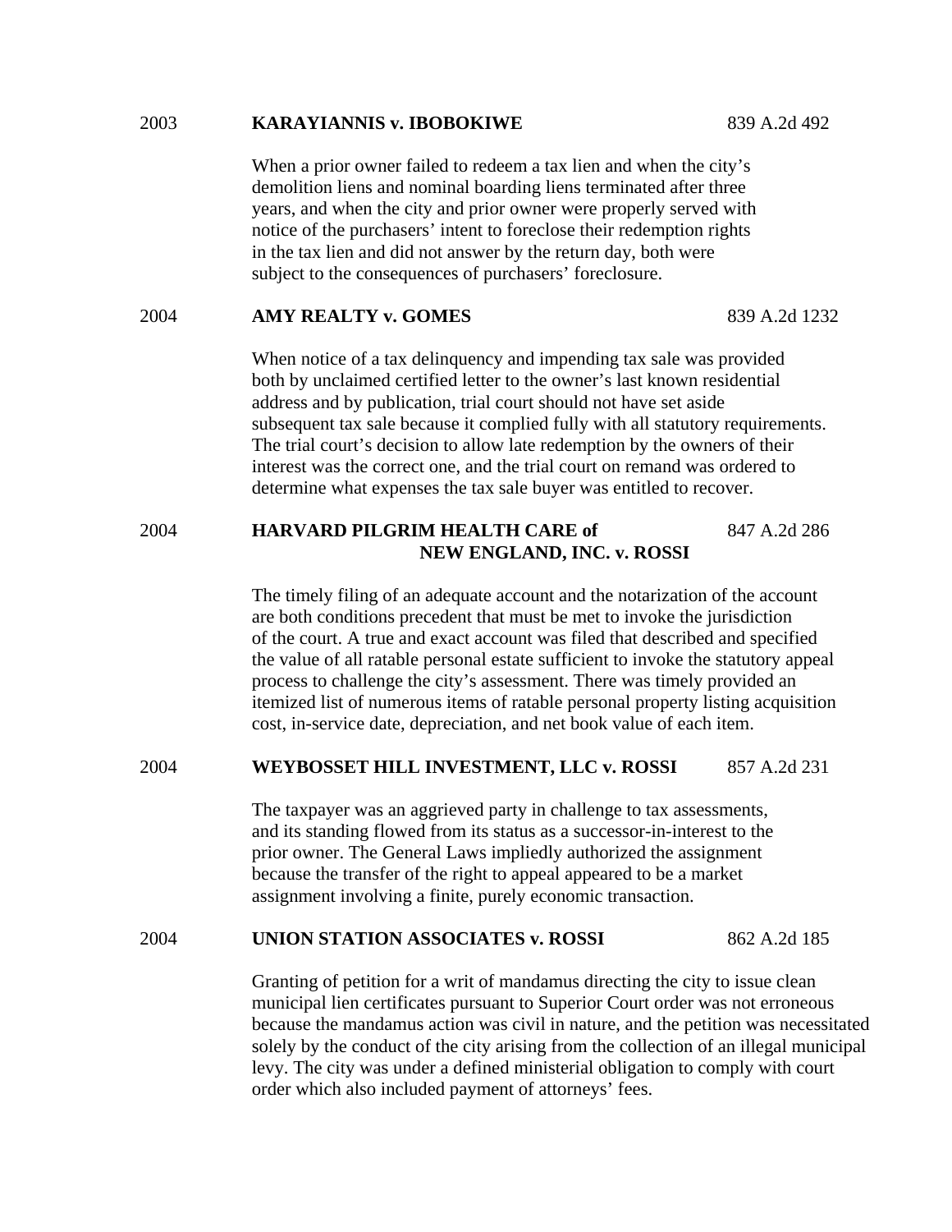2003 **KARAYIANNIS v. IBOBOKIWE** 839 A.2d 492

When a prior owner failed to redeem a tax lien and when the city's demolition liens and nominal boarding liens terminated after three years, and when the city and prior owner were properly served with notice of the purchasers' intent to foreclose their redemption rights in the tax lien and did not answer by the return day, both were subject to the consequences of purchasers' foreclosure.

2004 **AMY REALTY v. GOMES** 839 A.2d 1232

When notice of a tax delinquency and impending tax sale was provided both by unclaimed certified letter to the owner's last known residential address and by publication, trial court should not have set aside subsequent tax sale because it complied fully with all statutory requirements. The trial court's decision to allow late redemption by the owners of their interest was the correct one, and the trial court on remand was ordered to determine what expenses the tax sale buyer was entitled to recover.

2004 **HARVARD PILGRIM HEALTH CARE of NEW ENGLAND, INC. v. ROSSI** 847 A.2d 286

The timely filing of an adequate account and the notarization of the account are both conditions precedent that must be met to invoke the jurisdiction of the court. A true and exact account was filed that described and specified the value of all ratable personal estate sufficient to invoke the statutory appeal process to challenge the city's assessment. There was timely provided an itemized list of numerous items of ratable personal property listing acquisition cost, in-service date, depreciation, and net book value of each item.

2004 **WEYBOSSET HILL INVESTMENT, LLC v. ROSSI** 857 A.2d 231

The taxpayer was an aggrieved party in challenge to tax assessments, and its standing flowed from its status as a successor-in-interest to the prior owner. The General Laws impliedly authorized the assignment because the transfer of the right to appeal appeared to be a market assignment involving a finite, purely economic transaction.

2004 **UNION STATION ASSOCIATES v. ROSSI** 862 A.2d 185

Granting of petition for a writ of mandamus directing the city to issue clean municipal lien certificates pursuant to Superior Court order was not erroneous because the mandamus action was civil in nature, and the petition was necessitated solely by the conduct of the city arising from the collection of an illegal municipal levy. The city was under a defined ministerial obligation to comply with court order which also included payment of attorneys' fees.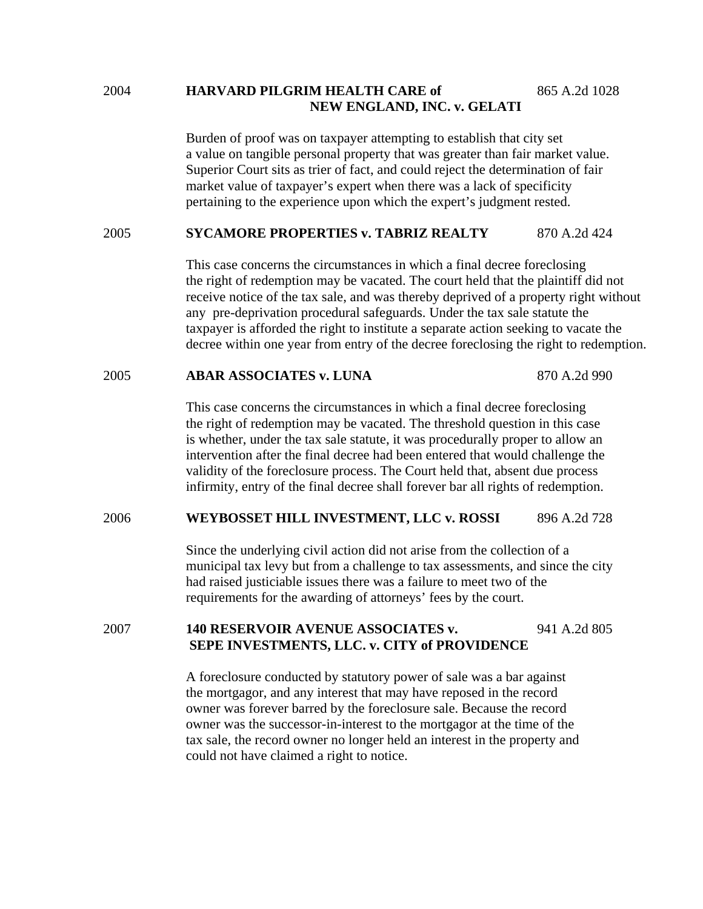2004 **HARVARD PILGRIM HEALTH CARE of NEW ENGLAND, INC. v. GELATI** 865 A.2d 1028

Burden of proof was on taxpayer attempting to establish that city set a value on tangible personal property that was greater than fair market value. Superior Court sits as trier of fact, and could reject the determination of fair market value of taxpayer's expert when there was a lack of specificity pertaining to the experience upon which the expert's judgment rested.

2005 **SYCAMORE PROPERTIES v. TABRIZ REALTY** 870 A.2d 424

This case concerns the circumstances in which a final decree foreclosing the right of redemption may be vacated. The court held that the plaintiff did not receive notice of the tax sale, and was thereby deprived of a property right without any pre-deprivation procedural safeguards. Under the tax sale statute the taxpayer is afforded the right to institute a separate action seeking to vacate the decree within one year from entry of the decree foreclosing the right to redemption.

2005 **ABAR ASSOCIATES v. LUNA** 870 A.2d 990

This case concerns the circumstances in which a final decree foreclosing the right of redemption may be vacated. The threshold question in this case is whether, under the tax sale statute, it was procedurally proper to allow an intervention after the final decree had been entered that would challenge the validity of the foreclosure process. The Court held that, absent due process infirmity, entry of the final decree shall forever bar all rights of redemption.

2006 **WEYBOSSET HILL INVESTMENT, LLC v. ROSSI** 896 A.2d 728

Since the underlying civil action did not arise from the collection of a municipal tax levy but from a challenge to tax assessments, and since the city had raised justiciable issues there was a failure to meet two of the requirements for the awarding of attorneys' fees by the court.

2007 **140 RESERVOIR AVENUE ASSOCIATES v. SEPE INVESTMENTS, LLC. v. CITY of PROVIDENCE** 941 A.2d 805

A foreclosure conducted by statutory power of sale was a bar against the mortgagor, and any interest that may have reposed in the record owner was forever barred by the foreclosure sale. Because the record owner was the successor-in-interest to the mortgagor at the time of the tax sale, the record owner no longer held an interest in the property and could not have claimed a right to notice.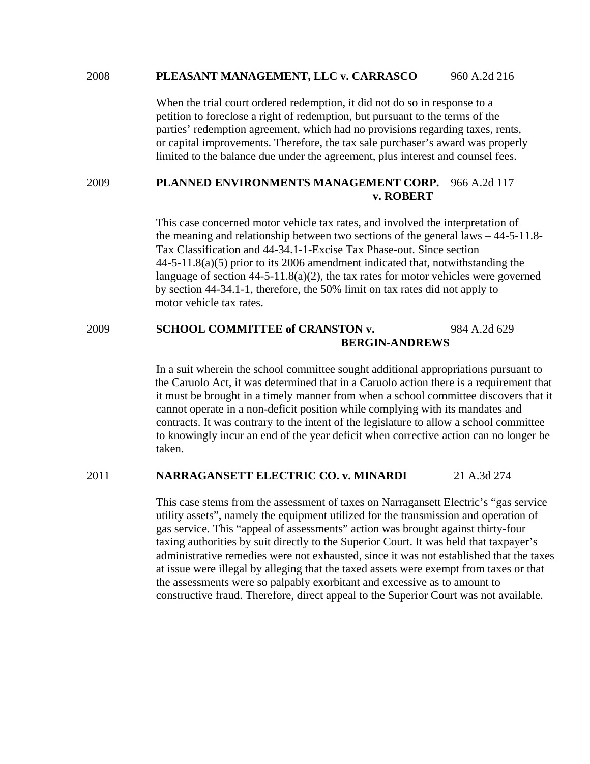2008 **PLEASANT MANAGEMENT, LLC v. CARRASCO** 960 A.2d 216

When the trial court ordered redemption, it did not do so in response to a petition to foreclose a right of redemption, but pursuant to the terms of the parties' redemption agreement, which had no provisions regarding taxes, rents, or capital improvements. Therefore, the tax sale purchaser's award was properly limited to the balance due under the agreement, plus interest and counsel fees.

2009 **PLANNED ENVIRONMENTS MANAGEMENT CORP. v. ROBERT** 966 A.2d 117

This case concerned motor vehicle tax rates, and involved the interpretation of the meaning and relationship between two sections of the general laws – 44-5-11.8-Tax Classification and 44-34.1-1-Excise Tax Phase-out. Since section 44-5-11.8(a)(5) prior to its 2006 amendment indicated that, notwithstanding the language of section 44-5-11.8(a)(2), the tax rates for motor vehicles were governed by section 44-34.1-1, therefore, the 50% limit on tax rates did not apply to motor vehicle tax rates.

2009 **SCHOOL COMMITTEE of CRANSTON v. BERGIN-ANDREWS** 984 A.2d 629

In a suit wherein the school committee sought additional appropriations pursuant to the Caruolo Act, it was determined that in a Caruolo action there is a requirement that it must be brought in a timely manner from when a school committee discovers that it cannot operate in a non-deficit position while complying with its mandates and contracts. It was contrary to the intent of the legislature to allow a school committee to knowingly incur an end of the year deficit when corrective action can no longer be taken.

2011 **NARRAGANSETT ELECTRIC CO. v. MINARDI** 21 A.3d 274

This case stems from the assessment of taxes on Narragansett Electric's "gas service utility assets", namely the equipment utilized for the transmission and operation of gas service. This "appeal of assessments" action was brought against thirty-four taxing authorities by suit directly to the Superior Court. It was held that taxpayer's administrative remedies were not exhausted, since it was not established that the taxes at issue were illegal by alleging that the taxed assets were exempt from taxes or that the assessments were so palpably exorbitant and excessive as to amount to constructive fraud. Therefore, direct appeal to the Superior Court was not available.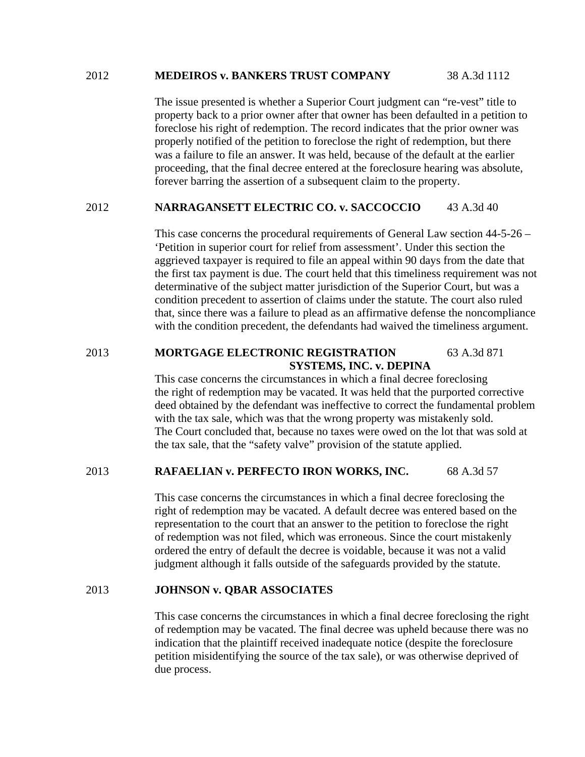2012 **MEDEIROS v. BANKERS TRUST COMPANY** 38 A.3d 1112

The issue presented is whether a Superior Court judgment can "re-vest" title to property back to a prior owner after that owner has been defaulted in a petition to foreclose his right of redemption. The record indicates that the prior owner was properly notified of the petition to foreclose the right of redemption, but there was a failure to file an answer. It was held, because of the default at the earlier proceeding, that the final decree entered at the foreclosure hearing was absolute, forever barring the assertion of a subsequent claim to the property.

2012 **NARRAGANSETT ELECTRIC CO. v. SACCOCCIO** 43 A.3d 40

This case concerns the procedural requirements of General Law section 44-5-26 – 'Petition in superior court for relief from assessment'. Under this section the aggrieved taxpayer is required to file an appeal within 90 days from the date that the first tax payment is due. The court held that this timeliness requirement was not determinative of the subject matter jurisdiction of the Superior Court, but was a condition precedent to assertion of claims under the statute. The court also ruled that, since there was a failure to plead as an affirmative defense the noncompliance with the condition precedent, the defendants had waived the timeliness argument.

2013 **MORTGAGE ELECTRONIC REGISTRATION SYSTEMS, INC. v. DEPINA** 63 A.3d 871

This case concerns the circumstances in which a final decree foreclosing the right of redemption may be vacated. It was held that the purported corrective deed obtained by the defendant was ineffective to correct the fundamental problem with the tax sale, which was that the wrong property was mistakenly sold. The Court concluded that, because no taxes were owed on the lot that was sold at the tax sale, that the "safety valve" provision of the statute applied.

2013 **RAFAELIAN v. PERFECTO IRON WORKS, INC.** 68 A.3d 57

This case concerns the circumstances in which a final decree foreclosing the right of redemption may be vacated. A default decree was entered based on the representation to the court that an answer to the petition to foreclose the right of redemption was not filed, which was erroneous. Since the court mistakenly ordered the entry of default the decree is voidable, because it was not a valid judgment although it falls outside of the safeguards provided by the statute.

2013 **JOHNSON v. QBAR ASSOCIATES**

This case concerns the circumstances in which a final decree foreclosing the right of redemption may be vacated. The final decree was upheld because there was no indication that the plaintiff received inadequate notice (despite the foreclosure petition misidentifying the source of the tax sale), or was otherwise deprived of due process.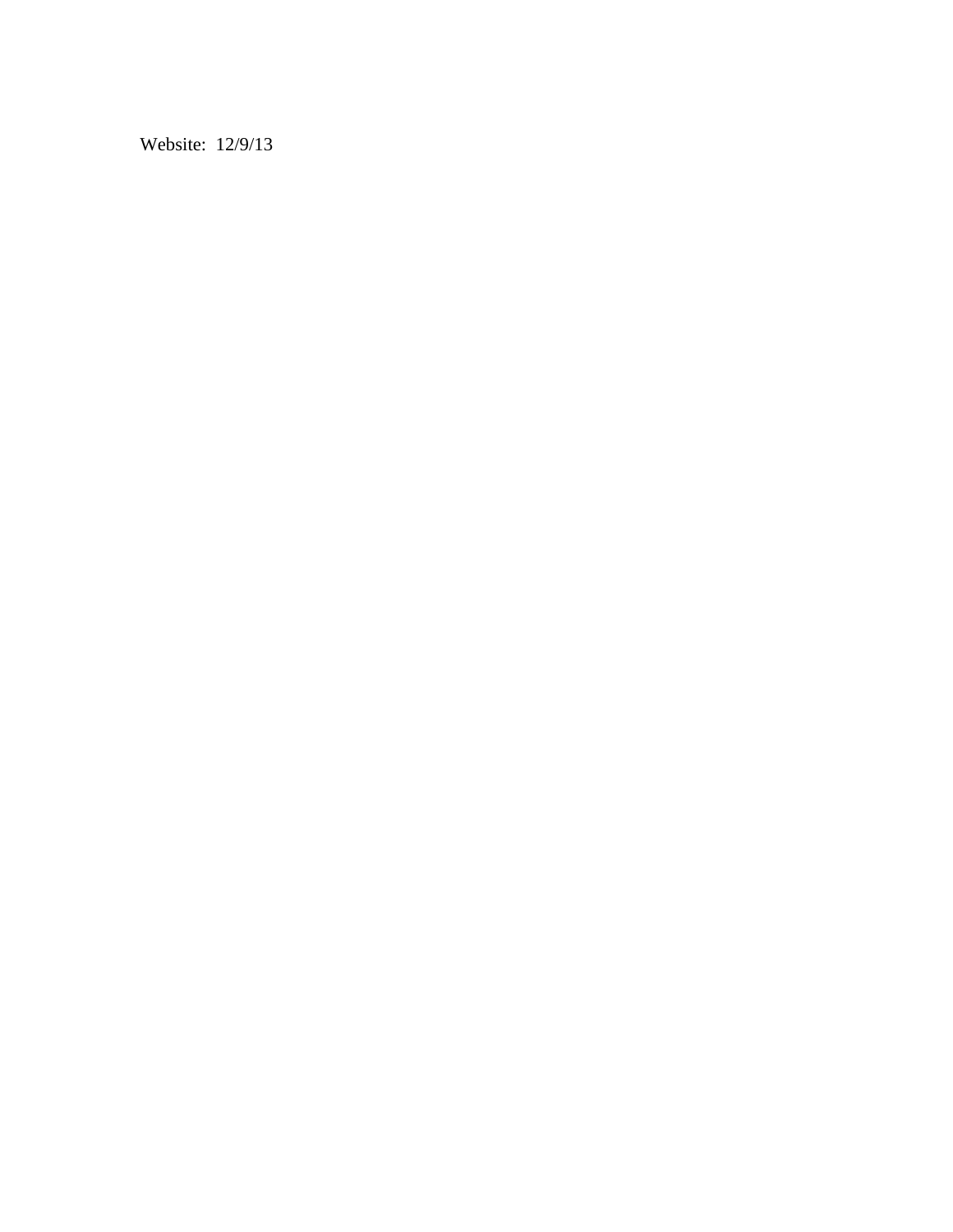Website: 12/9/13